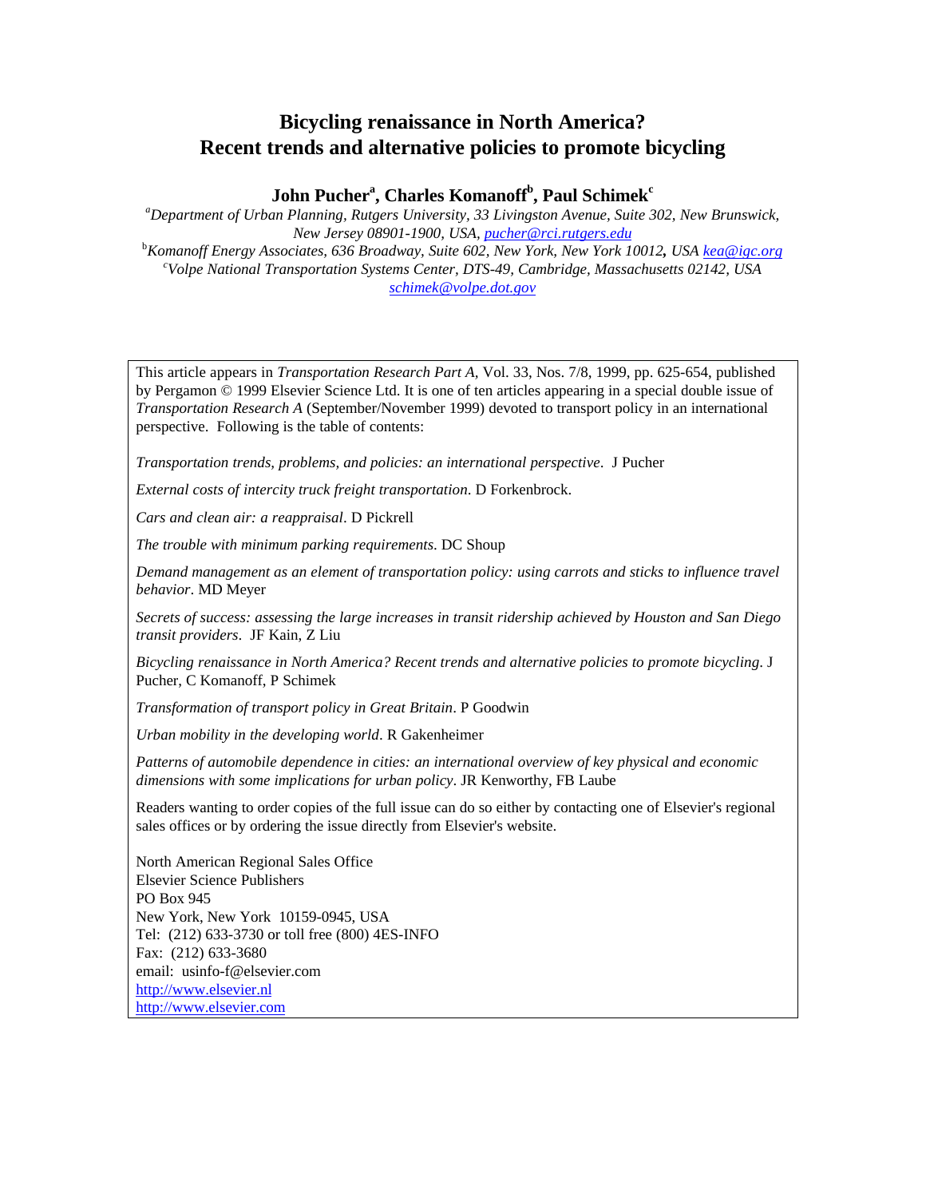# Bicycling renaissance in North America? Recent trends and alternative policies to promote bicycling

**John Pucher[a], Charles Komanoff[b], Paul Schimek[c]**

[a]*Department of Urban Planning, Rutgers University, 33 Livingston Avenue, Suite 302, New Brunswick, New Jersey 08901-1900, USA, pucher@rci.rutgers.edu*

[b]*Komanoff Energy Associates, 636 Broadway, Suite 602, New York, New York 10012, USA kea@igc.org*

[c]*Volpe National Transportation Systems Center, DTS-49, Cambridge, Massachusetts 02142, USA schimek@volpe.dot.gov*

This article appears in *Transportation Research Part A*, Vol. 33, Nos. 7/8, 1999, pp. 625-654, published by Pergamon © 1999 Elsevier Science Ltd. It is one of ten articles appearing in a special double issue of *Transportation Research A* (September/November 1999) devoted to transport policy in an international perspective. Following is the table of contents:

*Transportation trends, problems, and policies: an international perspective*. J Pucher

*External costs of intercity truck freight transportation*. D Forkenbrock.

*Cars and clean air: a reappraisal*. D Pickrell

*The trouble with minimum parking requirements*. DC Shoup

*Demand management as an element of transportation policy: using carrots and sticks to influence travel behavior*. MD Meyer

*Secrets of success: assessing the large increases in transit ridership achieved by Houston and San Diego transit providers*. JF Kain, Z Liu

*Bicycling renaissance in North America? Recent trends and alternative policies to promote bicycling*. J Pucher, C Komanoff, P Schimek

*Transformation of transport policy in Great Britain*. P Goodwin

*Urban mobility in the developing world*. R Gakenheimer

*Patterns of automobile dependence in cities: an international overview of key physical and economic dimensions with some implications for urban policy*. JR Kenworthy, FB Laube

Readers wanting to order copies of the full issue can do so either by contacting one of Elsevier's regional sales offices or by ordering the issue directly from Elsevier's website.

North American Regional Sales Office
Elsevier Science Publishers
PO Box 945
New York, New York 10159-0945, USA
Tel: (212) 633-3730 or toll free (800) 4ES-INFO
Fax: (212) 633-3680
email: usinfo-f@elsevier.com
http://www.elsevier.nl
http://www.elsevier.com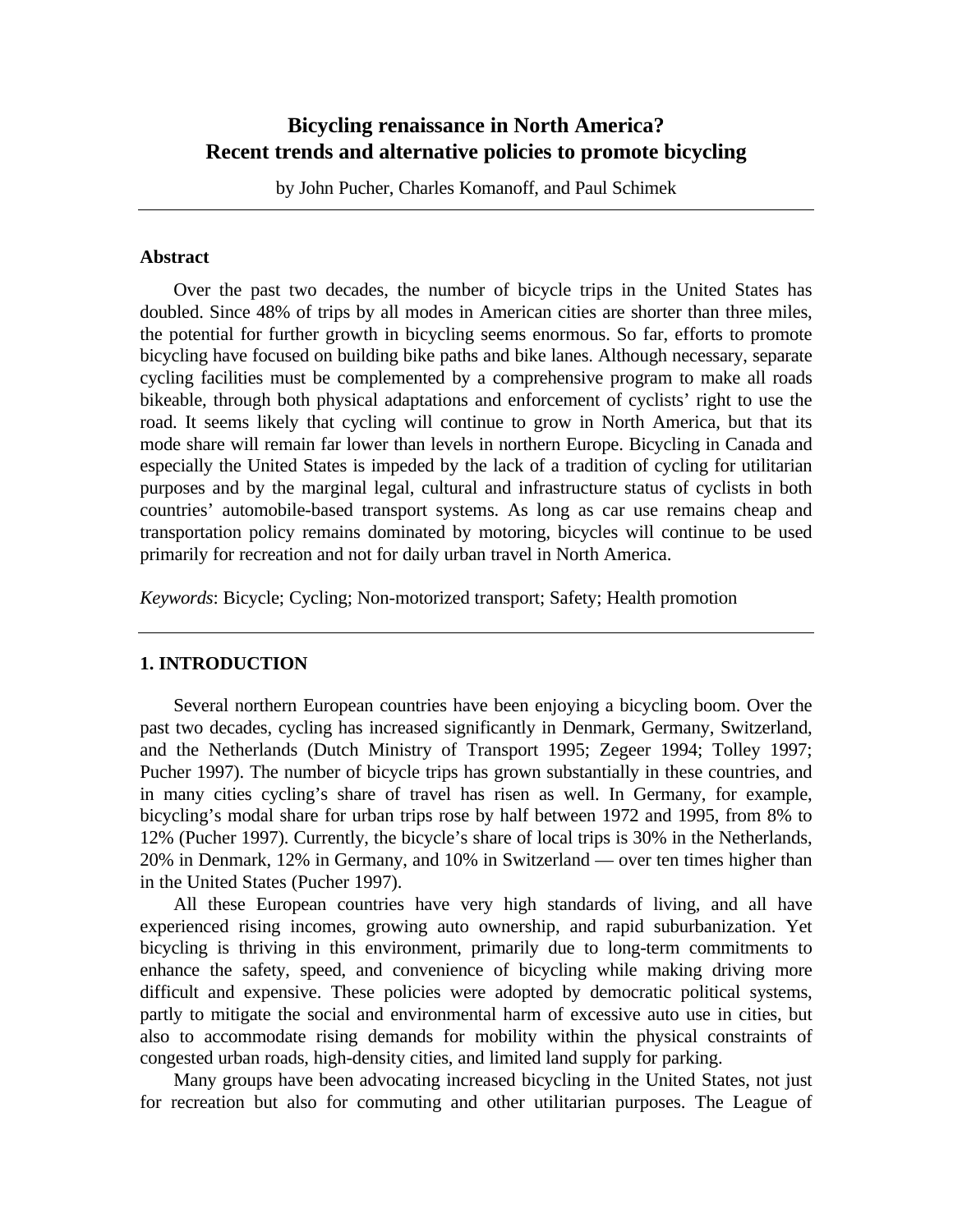# Bicycling renaissance in North America? Recent trends and alternative policies to promote bicycling

by John Pucher, Charles Komanoff, and Paul Schimek

---

### Abstract

Over the past two decades, the number of bicycle trips in the United States has doubled. Since 48% of trips by all modes in American cities are shorter than three miles, the potential for further growth in bicycling seems enormous. So far, efforts to promote bicycling have focused on building bike paths and bike lanes. Although necessary, separate cycling facilities must be complemented by a comprehensive program to make all roads bikeable, through both physical adaptations and enforcement of cyclists' right to use the road. It seems likely that cycling will continue to grow in North America, but that its mode share will remain far lower than levels in northern Europe. Bicycling in Canada and especially the United States is impeded by the lack of a tradition of cycling for utilitarian purposes and by the marginal legal, cultural and infrastructure status of cyclists in both countries' automobile-based transport systems. As long as car use remains cheap and transportation policy remains dominated by motoring, bicycles will continue to be used primarily for recreation and not for daily urban travel in North America.

*Keywords*: Bicycle; Cycling; Non-motorized transport; Safety; Health promotion

---

## 1. INTRODUCTION

Several northern European countries have been enjoying a bicycling boom. Over the past two decades, cycling has increased significantly in Denmark, Germany, Switzerland, and the Netherlands (Dutch Ministry of Transport 1995; Zegeer 1994; Tolley 1997; Pucher 1997). The number of bicycle trips has grown substantially in these countries, and in many cities cycling's share of travel has risen as well. In Germany, for example, bicycling's modal share for urban trips rose by half between 1972 and 1995, from 8% to 12% (Pucher 1997). Currently, the bicycle's share of local trips is 30% in the Netherlands, 20% in Denmark, 12% in Germany, and 10% in Switzerland — over ten times higher than in the United States (Pucher 1997).

All these European countries have very high standards of living, and all have experienced rising incomes, growing auto ownership, and rapid suburbanization. Yet bicycling is thriving in this environment, primarily due to long-term commitments to enhance the safety, speed, and convenience of bicycling while making driving more difficult and expensive. These policies were adopted by democratic political systems, partly to mitigate the social and environmental harm of excessive auto use in cities, but also to accommodate rising demands for mobility within the physical constraints of congested urban roads, high-density cities, and limited land supply for parking.

Many groups have been advocating increased bicycling in the United States, not just for recreation but also for commuting and other utilitarian purposes. The League of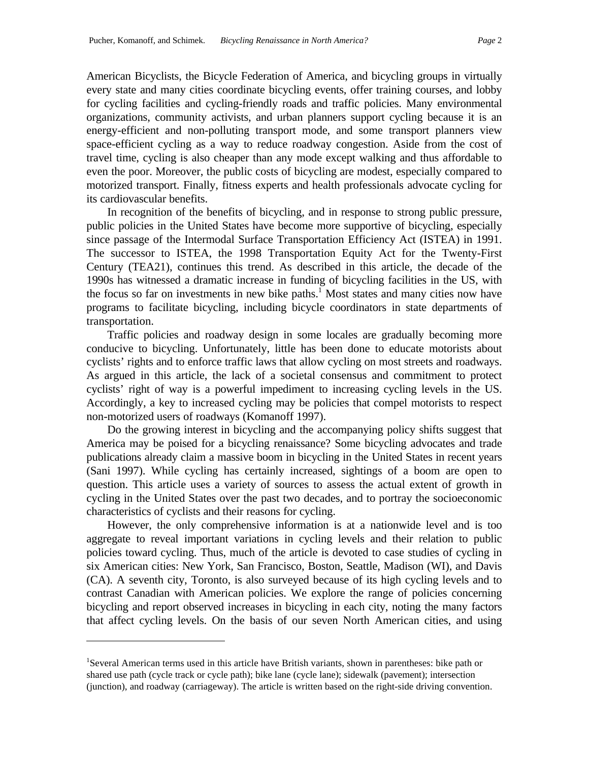American Bicyclists, the Bicycle Federation of America, and bicycling groups in virtually every state and many cities coordinate bicycling events, offer training courses, and lobby for cycling facilities and cycling-friendly roads and traffic policies. Many environmental organizations, community activists, and urban planners support cycling because it is an energy-efficient and non-polluting transport mode, and some transport planners view space-efficient cycling as a way to reduce roadway congestion. Aside from the cost of travel time, cycling is also cheaper than any mode except walking and thus affordable to even the poor. Moreover, the public costs of bicycling are modest, especially compared to motorized transport. Finally, fitness experts and health professionals advocate cycling for its cardiovascular benefits.

In recognition of the benefits of bicycling, and in response to strong public pressure, public policies in the United States have become more supportive of bicycling, especially since passage of the Intermodal Surface Transportation Efficiency Act (ISTEA) in 1991. The successor to ISTEA, the 1998 Transportation Equity Act for the Twenty-First Century (TEA21), continues this trend. As described in this article, the decade of the 1990s has witnessed a dramatic increase in funding of bicycling facilities in the US, with the focus so far on investments in new bike paths.[1] Most states and many cities now have programs to facilitate bicycling, including bicycle coordinators in state departments of transportation.

Traffic policies and roadway design in some locales are gradually becoming more conducive to bicycling. Unfortunately, little has been done to educate motorists about cyclists' rights and to enforce traffic laws that allow cycling on most streets and roadways. As argued in this article, the lack of a societal consensus and commitment to protect cyclists' right of way is a powerful impediment to increasing cycling levels in the US. Accordingly, a key to increased cycling may be policies that compel motorists to respect non-motorized users of roadways (Komanoff 1997).

Do the growing interest in bicycling and the accompanying policy shifts suggest that America may be poised for a bicycling renaissance? Some bicycling advocates and trade publications already claim a massive boom in bicycling in the United States in recent years (Sani 1997). While cycling has certainly increased, sightings of a boom are open to question. This article uses a variety of sources to assess the actual extent of growth in cycling in the United States over the past two decades, and to portray the socioeconomic characteristics of cyclists and their reasons for cycling.

However, the only comprehensive information is at a nationwide level and is too aggregate to reveal important variations in cycling levels and their relation to public policies toward cycling. Thus, much of the article is devoted to case studies of cycling in six American cities: New York, San Francisco, Boston, Seattle, Madison (WI), and Davis (CA). A seventh city, Toronto, is also surveyed because of its high cycling levels and to contrast Canadian with American policies. We explore the range of policies concerning bicycling and report observed increases in bicycling in each city, noting the many factors that affect cycling levels. On the basis of our seven North American cities, and using

[1]Several American terms used in this article have British variants, shown in parentheses: bike path or shared use path (cycle track or cycle path); bike lane (cycle lane); sidewalk (pavement); intersection (junction), and roadway (carriageway). The article is written based on the right-side driving convention.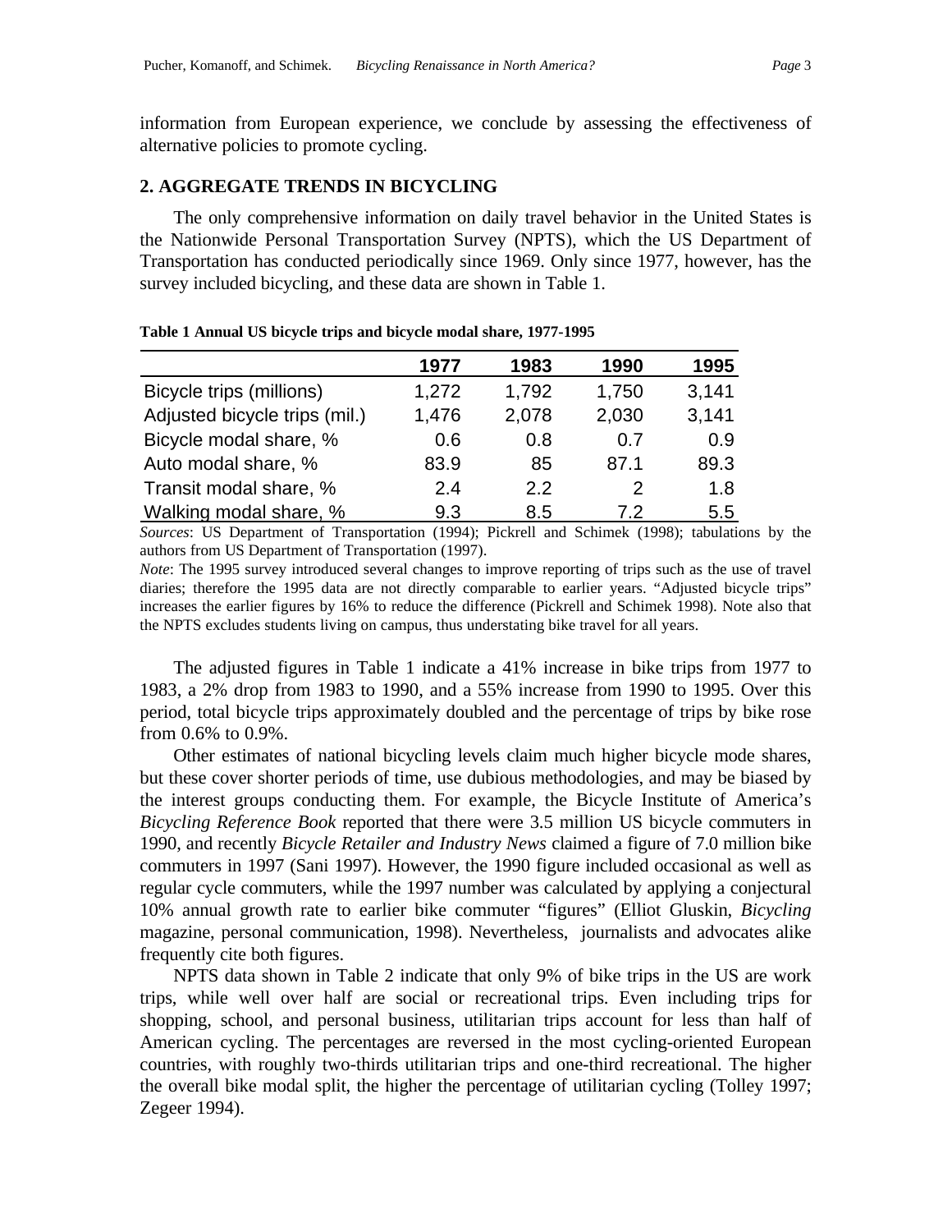information from European experience, we conclude by assessing the effectiveness of alternative policies to promote cycling.

## 2. AGGREGATE TRENDS IN BICYCLING

The only comprehensive information on daily travel behavior in the United States is the Nationwide Personal Transportation Survey (NPTS), which the US Department of Transportation has conducted periodically since 1969. Only since 1977, however, has the survey included bicycling, and these data are shown in Table 1.

**Table 1 Annual US bicycle trips and bicycle modal share, 1977-1995**

| | 1977 | 1983 | 1990 | 1995 |
|---|---|---|---|---|
| Bicycle trips (millions) | 1,272 | 1,792 | 1,750 | 3,141 |
| Adjusted bicycle trips (mil.) | 1,476 | 2,078 | 2,030 | 3,141 |
| Bicycle modal share, % | 0.6 | 0.8 | 0.7 | 0.9 |
| Auto modal share, % | 83.9 | 85 | 87.1 | 89.3 |
| Transit modal share, % | 2.4 | 2.2 | 2 | 1.8 |
| Walking modal share, % | 9.3 | 8.5 | 7.2 | 5.5 |

*Sources*: US Department of Transportation (1994); Pickrell and Schimek (1998); tabulations by the authors from US Department of Transportation (1997).

*Note*: The 1995 survey introduced several changes to improve reporting of trips such as the use of travel diaries; therefore the 1995 data are not directly comparable to earlier years. "Adjusted bicycle trips" increases the earlier figures by 16% to reduce the difference (Pickrell and Schimek 1998). Note also that the NPTS excludes students living on campus, thus understating bike travel for all years.

The adjusted figures in Table 1 indicate a 41% increase in bike trips from 1977 to 1983, a 2% drop from 1983 to 1990, and a 55% increase from 1990 to 1995. Over this period, total bicycle trips approximately doubled and the percentage of trips by bike rose from 0.6% to 0.9%.

Other estimates of national bicycling levels claim much higher bicycle mode shares, but these cover shorter periods of time, use dubious methodologies, and may be biased by the interest groups conducting them. For example, the Bicycle Institute of America's *Bicycling Reference Book* reported that there were 3.5 million US bicycle commuters in 1990, and recently *Bicycle Retailer and Industry News* claimed a figure of 7.0 million bike commuters in 1997 (Sani 1997). However, the 1990 figure included occasional as well as regular cycle commuters, while the 1997 number was calculated by applying a conjectural 10% annual growth rate to earlier bike commuter "figures" (Elliot Gluskin, *Bicycling* magazine, personal communication, 1998). Nevertheless, journalists and advocates alike frequently cite both figures.

NPTS data shown in Table 2 indicate that only 9% of bike trips in the US are work trips, while well over half are social or recreational trips. Even including trips for shopping, school, and personal business, utilitarian trips account for less than half of American cycling. The percentages are reversed in the most cycling-oriented European countries, with roughly two-thirds utilitarian trips and one-third recreational. The higher the overall bike modal split, the higher the percentage of utilitarian cycling (Tolley 1997; Zegeer 1994).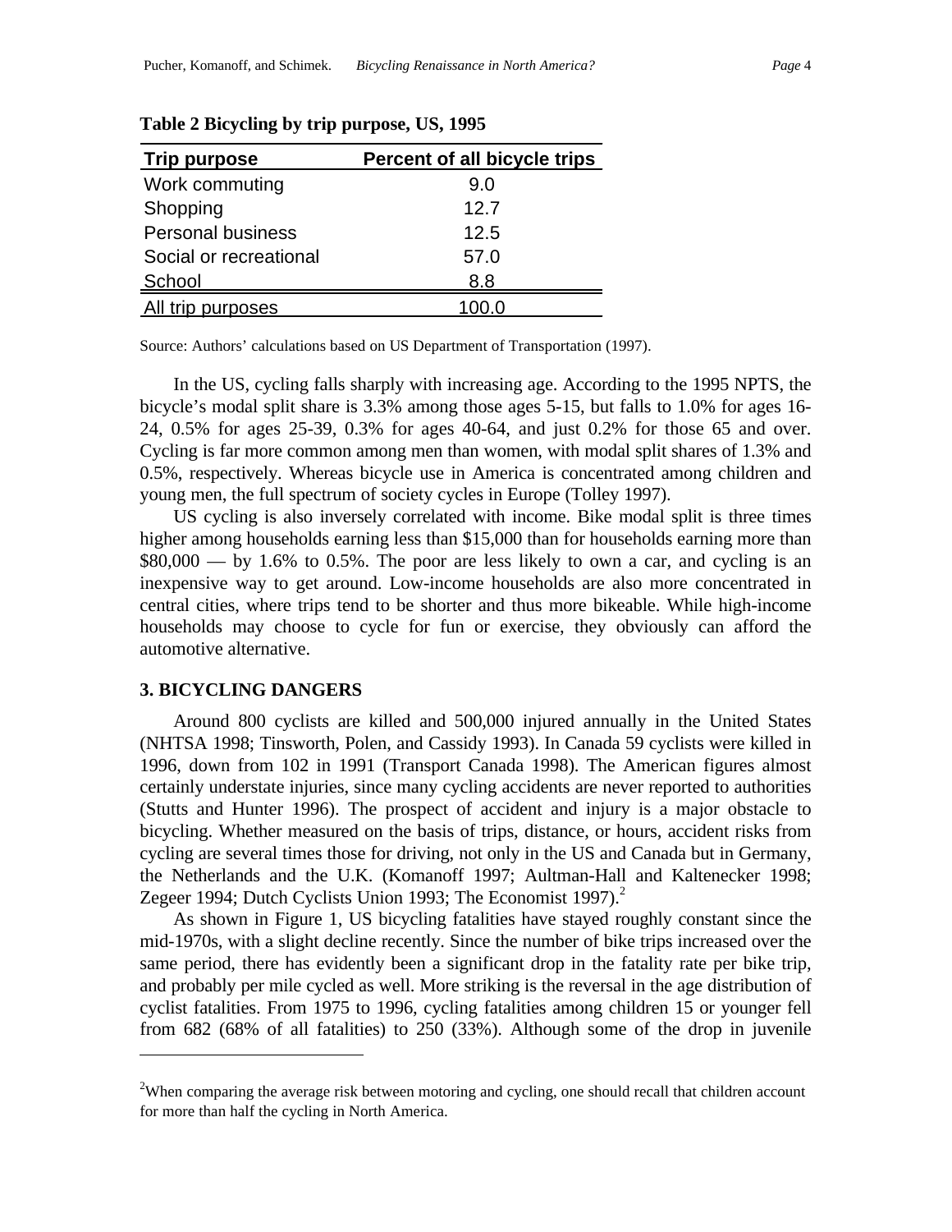**Table 2 Bicycling by trip purpose, US, 1995**

| Trip purpose | Percent of all bicycle trips |
|---|---|
| Work commuting | 9.0 |
| Shopping | 12.7 |
| Personal business | 12.5 |
| Social or recreational | 57.0 |
| School | 8.8 |
| All trip purposes | 100.0 |

Source: Authors' calculations based on US Department of Transportation (1997).

In the US, cycling falls sharply with increasing age. According to the 1995 NPTS, the bicycle's modal split share is 3.3% among those ages 5-15, but falls to 1.0% for ages 16-24, 0.5% for ages 25-39, 0.3% for ages 40-64, and just 0.2% for those 65 and over. Cycling is far more common among men than women, with modal split shares of 1.3% and 0.5%, respectively. Whereas bicycle use in America is concentrated among children and young men, the full spectrum of society cycles in Europe (Tolley 1997).

US cycling is also inversely correlated with income. Bike modal split is three times higher among households earning less than $15,000 than for households earning more than $80,000 — by 1.6% to 0.5%. The poor are less likely to own a car, and cycling is an inexpensive way to get around. Low-income households are also more concentrated in central cities, where trips tend to be shorter and thus more bikeable. While high-income households may choose to cycle for fun or exercise, they obviously can afford the automotive alternative.

### 3. BICYCLING DANGERS

Around 800 cyclists are killed and 500,000 injured annually in the United States (NHTSA 1998; Tinsworth, Polen, and Cassidy 1993). In Canada 59 cyclists were killed in 1996, down from 102 in 1991 (Transport Canada 1998). The American figures almost certainly understate injuries, since many cycling accidents are never reported to authorities (Stutts and Hunter 1996). The prospect of accident and injury is a major obstacle to bicycling. Whether measured on the basis of trips, distance, or hours, accident risks from cycling are several times those for driving, not only in the US and Canada but in Germany, the Netherlands and the U.K. (Komanoff 1997; Aultman-Hall and Kaltenecker 1998; Zegeer 1994; Dutch Cyclists Union 1993; The Economist 1997).[2]

As shown in Figure 1, US bicycling fatalities have stayed roughly constant since the mid-1970s, with a slight decline recently. Since the number of bike trips increased over the same period, there has evidently been a significant drop in the fatality rate per bike trip, and probably per mile cycled as well. More striking is the reversal in the age distribution of cyclist fatalities. From 1975 to 1996, cycling fatalities among children 15 or younger fell from 682 (68% of all fatalities) to 250 (33%). Although some of the drop in juvenile

[2] When comparing the average risk between motoring and cycling, one should recall that children account for more than half the cycling in North America.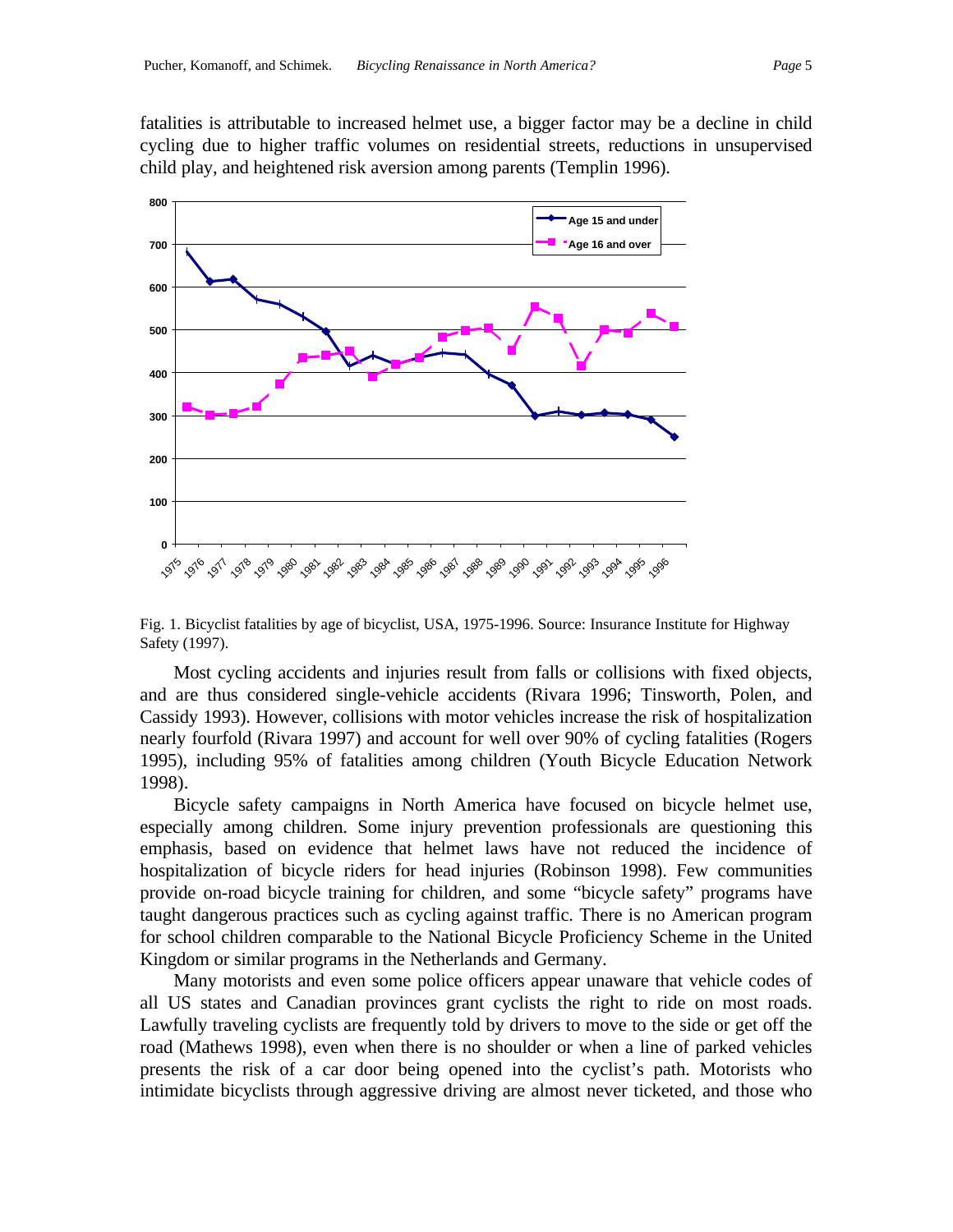fatalities is attributable to increased helmet use, a bigger factor may be a decline in child cycling due to higher traffic volumes on residential streets, reductions in unsupervised child play, and heightened risk aversion among parents (Templin 1996).

Fig. 1. Bicyclist fatalities by age of bicyclist, USA, 1975-1996. Source: Insurance Institute for Highway Safety (1997).

Most cycling accidents and injuries result from falls or collisions with fixed objects, and are thus considered single-vehicle accidents (Rivara 1996; Tinsworth, Polen, and Cassidy 1993). However, collisions with motor vehicles increase the risk of hospitalization nearly fourfold (Rivara 1997) and account for well over 90% of cycling fatalities (Rogers 1995), including 95% of fatalities among children (Youth Bicycle Education Network 1998).

Bicycle safety campaigns in North America have focused on bicycle helmet use, especially among children. Some injury prevention professionals are questioning this emphasis, based on evidence that helmet laws have not reduced the incidence of hospitalization of bicycle riders for head injuries (Robinson 1998). Few communities provide on-road bicycle training for children, and some "bicycle safety" programs have taught dangerous practices such as cycling against traffic. There is no American program for school children comparable to the National Bicycle Proficiency Scheme in the United Kingdom or similar programs in the Netherlands and Germany.

Many motorists and even some police officers appear unaware that vehicle codes of all US states and Canadian provinces grant cyclists the right to ride on most roads. Lawfully traveling cyclists are frequently told by drivers to move to the side or get off the road (Mathews 1998), even when there is no shoulder or when a line of parked vehicles presents the risk of a car door being opened into the cyclist's path. Motorists who intimidate bicyclists through aggressive driving are almost never ticketed, and those who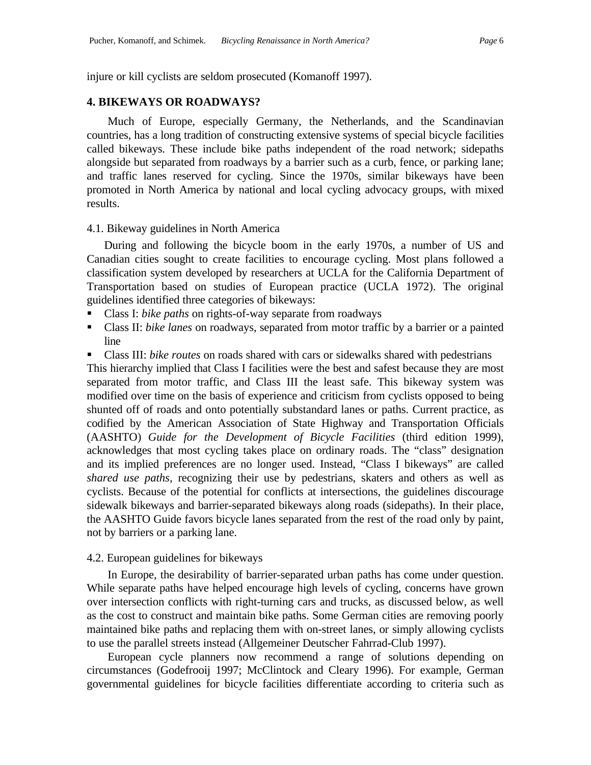injure or kill cyclists are seldom prosecuted (Komanoff 1997).

## 4. BIKEWAYS OR ROADWAYS?

Much of Europe, especially Germany, the Netherlands, and the Scandinavian countries, has a long tradition of constructing extensive systems of special bicycle facilities called bikeways. These include bike paths independent of the road network; sidepaths alongside but separated from roadways by a barrier such as a curb, fence, or parking lane; and traffic lanes reserved for cycling. Since the 1970s, similar bikeways have been promoted in North America by national and local cycling advocacy groups, with mixed results.

### 4.1. Bikeway guidelines in North America

During and following the bicycle boom in the early 1970s, a number of US and Canadian cities sought to create facilities to encourage cycling. Most plans followed a classification system developed by researchers at UCLA for the California Department of Transportation based on studies of European practice (UCLA 1972). The original guidelines identified three categories of bikeways:

- Class I: *bike paths* on rights-of-way separate from roadways
- Class II: *bike lanes* on roadways, separated from motor traffic by a barrier or a painted line
- Class III: *bike routes* on roads shared with cars or sidewalks shared with pedestrians

This hierarchy implied that Class I facilities were the best and safest because they are most separated from motor traffic, and Class III the least safe. This bikeway system was modified over time on the basis of experience and criticism from cyclists opposed to being shunted off of roads and onto potentially substandard lanes or paths. Current practice, as codified by the American Association of State Highway and Transportation Officials (AASHTO) *Guide for the Development of Bicycle Facilities* (third edition 1999), acknowledges that most cycling takes place on ordinary roads. The "class" designation and its implied preferences are no longer used. Instead, "Class I bikeways" are called *shared use paths,* recognizing their use by pedestrians, skaters and others as well as cyclists. Because of the potential for conflicts at intersections, the guidelines discourage sidewalk bikeways and barrier-separated bikeways along roads (sidepaths). In their place, the AASHTO Guide favors bicycle lanes separated from the rest of the road only by paint, not by barriers or a parking lane.

### 4.2. European guidelines for bikeways

In Europe, the desirability of barrier-separated urban paths has come under question. While separate paths have helped encourage high levels of cycling, concerns have grown over intersection conflicts with right-turning cars and trucks, as discussed below, as well as the cost to construct and maintain bike paths. Some German cities are removing poorly maintained bike paths and replacing them with on-street lanes, or simply allowing cyclists to use the parallel streets instead (Allgemeiner Deutscher Fahrrad-Club 1997).

European cycle planners now recommend a range of solutions depending on circumstances (Godefrooij 1997; McClintock and Cleary 1996). For example, German governmental guidelines for bicycle facilities differentiate according to criteria such as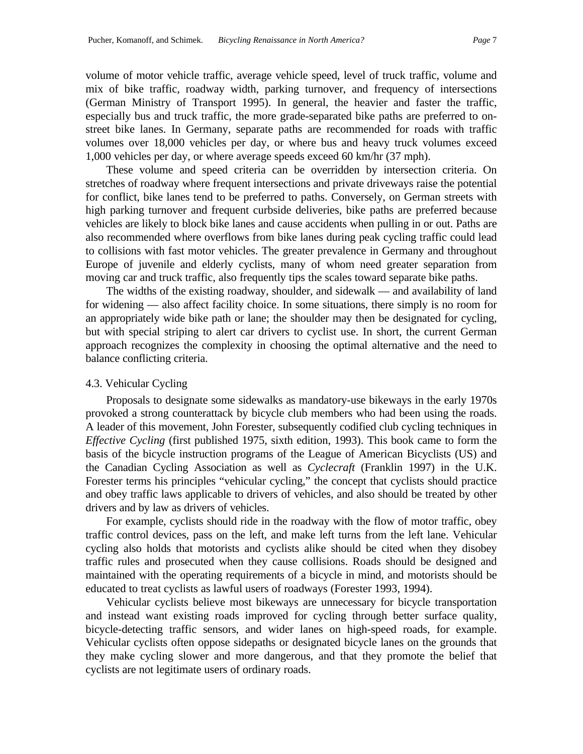volume of motor vehicle traffic, average vehicle speed, level of truck traffic, volume and mix of bike traffic, roadway width, parking turnover, and frequency of intersections (German Ministry of Transport 1995). In general, the heavier and faster the traffic, especially bus and truck traffic, the more grade-separated bike paths are preferred to on-street bike lanes. In Germany, separate paths are recommended for roads with traffic volumes over 18,000 vehicles per day, or where bus and heavy truck volumes exceed 1,000 vehicles per day, or where average speeds exceed 60 km/hr (37 mph).

These volume and speed criteria can be overridden by intersection criteria. On stretches of roadway where frequent intersections and private driveways raise the potential for conflict, bike lanes tend to be preferred to paths. Conversely, on German streets with high parking turnover and frequent curbside deliveries, bike paths are preferred because vehicles are likely to block bike lanes and cause accidents when pulling in or out. Paths are also recommended where overflows from bike lanes during peak cycling traffic could lead to collisions with fast motor vehicles. The greater prevalence in Germany and throughout Europe of juvenile and elderly cyclists, many of whom need greater separation from moving car and truck traffic, also frequently tips the scales toward separate bike paths.

The widths of the existing roadway, shoulder, and sidewalk — and availability of land for widening — also affect facility choice. In some situations, there simply is no room for an appropriately wide bike path or lane; the shoulder may then be designated for cycling, but with special striping to alert car drivers to cyclist use. In short, the current German approach recognizes the complexity in choosing the optimal alternative and the need to balance conflicting criteria.

### 4.3. Vehicular Cycling

Proposals to designate some sidewalks as mandatory-use bikeways in the early 1970s provoked a strong counterattack by bicycle club members who had been using the roads. A leader of this movement, John Forester, subsequently codified club cycling techniques in *Effective Cycling* (first published 1975, sixth edition, 1993). This book came to form the basis of the bicycle instruction programs of the League of American Bicyclists (US) and the Canadian Cycling Association as well as *Cyclecraft* (Franklin 1997) in the U.K. Forester terms his principles "vehicular cycling," the concept that cyclists should practice and obey traffic laws applicable to drivers of vehicles, and also should be treated by other drivers and by law as drivers of vehicles.

For example, cyclists should ride in the roadway with the flow of motor traffic, obey traffic control devices, pass on the left, and make left turns from the left lane. Vehicular cycling also holds that motorists and cyclists alike should be cited when they disobey traffic rules and prosecuted when they cause collisions. Roads should be designed and maintained with the operating requirements of a bicycle in mind, and motorists should be educated to treat cyclists as lawful users of roadways (Forester 1993, 1994).

Vehicular cyclists believe most bikeways are unnecessary for bicycle transportation and instead want existing roads improved for cycling through better surface quality, bicycle-detecting traffic sensors, and wider lanes on high-speed roads, for example. Vehicular cyclists often oppose sidepaths or designated bicycle lanes on the grounds that they make cycling slower and more dangerous, and that they promote the belief that cyclists are not legitimate users of ordinary roads.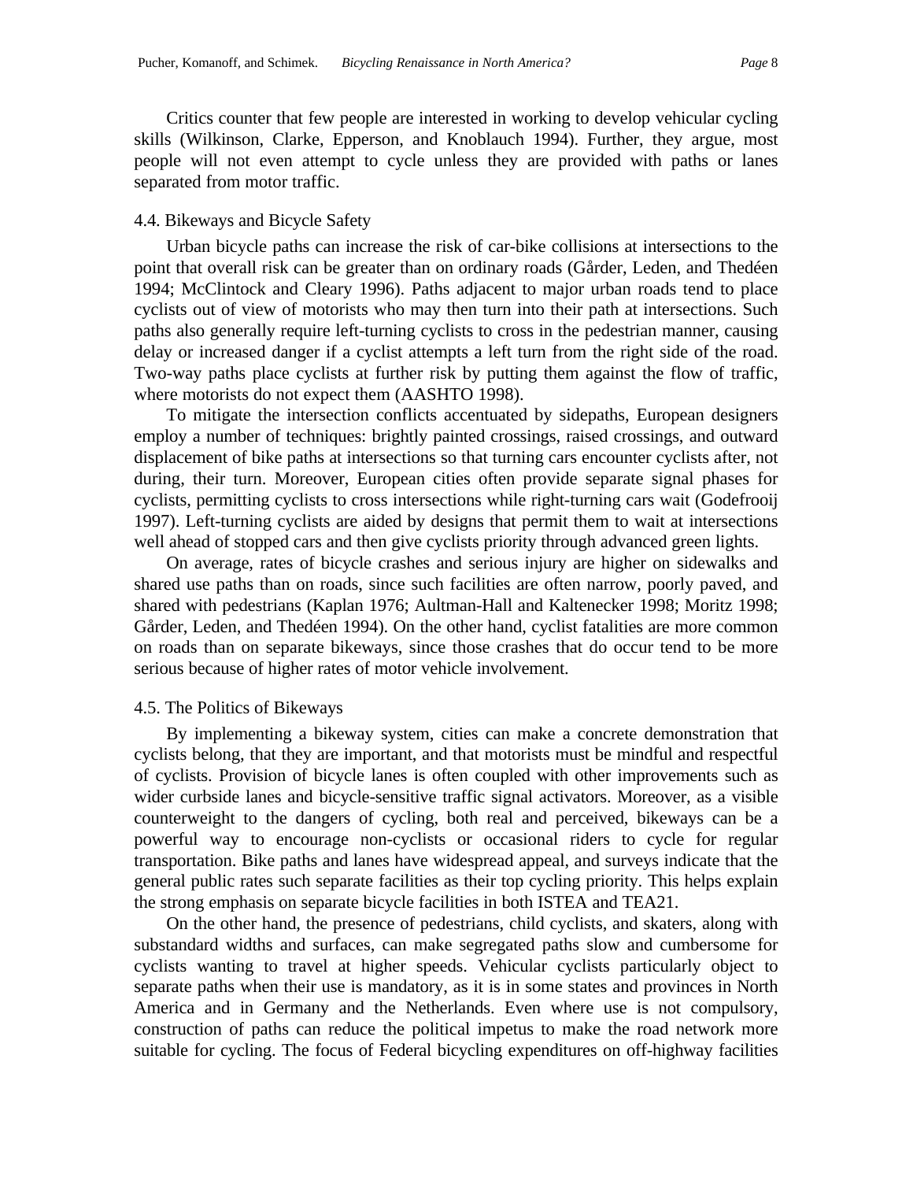Critics counter that few people are interested in working to develop vehicular cycling skills (Wilkinson, Clarke, Epperson, and Knoblauch 1994). Further, they argue, most people will not even attempt to cycle unless they are provided with paths or lanes separated from motor traffic.

### 4.4. Bikeways and Bicycle Safety

Urban bicycle paths can increase the risk of car-bike collisions at intersections to the point that overall risk can be greater than on ordinary roads (Gårder, Leden, and Thedéen 1994; McClintock and Cleary 1996). Paths adjacent to major urban roads tend to place cyclists out of view of motorists who may then turn into their path at intersections. Such paths also generally require left-turning cyclists to cross in the pedestrian manner, causing delay or increased danger if a cyclist attempts a left turn from the right side of the road. Two-way paths place cyclists at further risk by putting them against the flow of traffic, where motorists do not expect them (AASHTO 1998).

To mitigate the intersection conflicts accentuated by sidepaths, European designers employ a number of techniques: brightly painted crossings, raised crossings, and outward displacement of bike paths at intersections so that turning cars encounter cyclists after, not during, their turn. Moreover, European cities often provide separate signal phases for cyclists, permitting cyclists to cross intersections while right-turning cars wait (Godefrooij 1997). Left-turning cyclists are aided by designs that permit them to wait at intersections well ahead of stopped cars and then give cyclists priority through advanced green lights.

On average, rates of bicycle crashes and serious injury are higher on sidewalks and shared use paths than on roads, since such facilities are often narrow, poorly paved, and shared with pedestrians (Kaplan 1976; Aultman-Hall and Kaltenecker 1998; Moritz 1998; Gårder, Leden, and Thedéen 1994). On the other hand, cyclist fatalities are more common on roads than on separate bikeways, since those crashes that do occur tend to be more serious because of higher rates of motor vehicle involvement.

### 4.5. The Politics of Bikeways

By implementing a bikeway system, cities can make a concrete demonstration that cyclists belong, that they are important, and that motorists must be mindful and respectful of cyclists. Provision of bicycle lanes is often coupled with other improvements such as wider curbside lanes and bicycle-sensitive traffic signal activators. Moreover, as a visible counterweight to the dangers of cycling, both real and perceived, bikeways can be a powerful way to encourage non-cyclists or occasional riders to cycle for regular transportation. Bike paths and lanes have widespread appeal, and surveys indicate that the general public rates such separate facilities as their top cycling priority. This helps explain the strong emphasis on separate bicycle facilities in both ISTEA and TEA21.

On the other hand, the presence of pedestrians, child cyclists, and skaters, along with substandard widths and surfaces, can make segregated paths slow and cumbersome for cyclists wanting to travel at higher speeds. Vehicular cyclists particularly object to separate paths when their use is mandatory, as it is in some states and provinces in North America and in Germany and the Netherlands. Even where use is not compulsory, construction of paths can reduce the political impetus to make the road network more suitable for cycling. The focus of Federal bicycling expenditures on off-highway facilities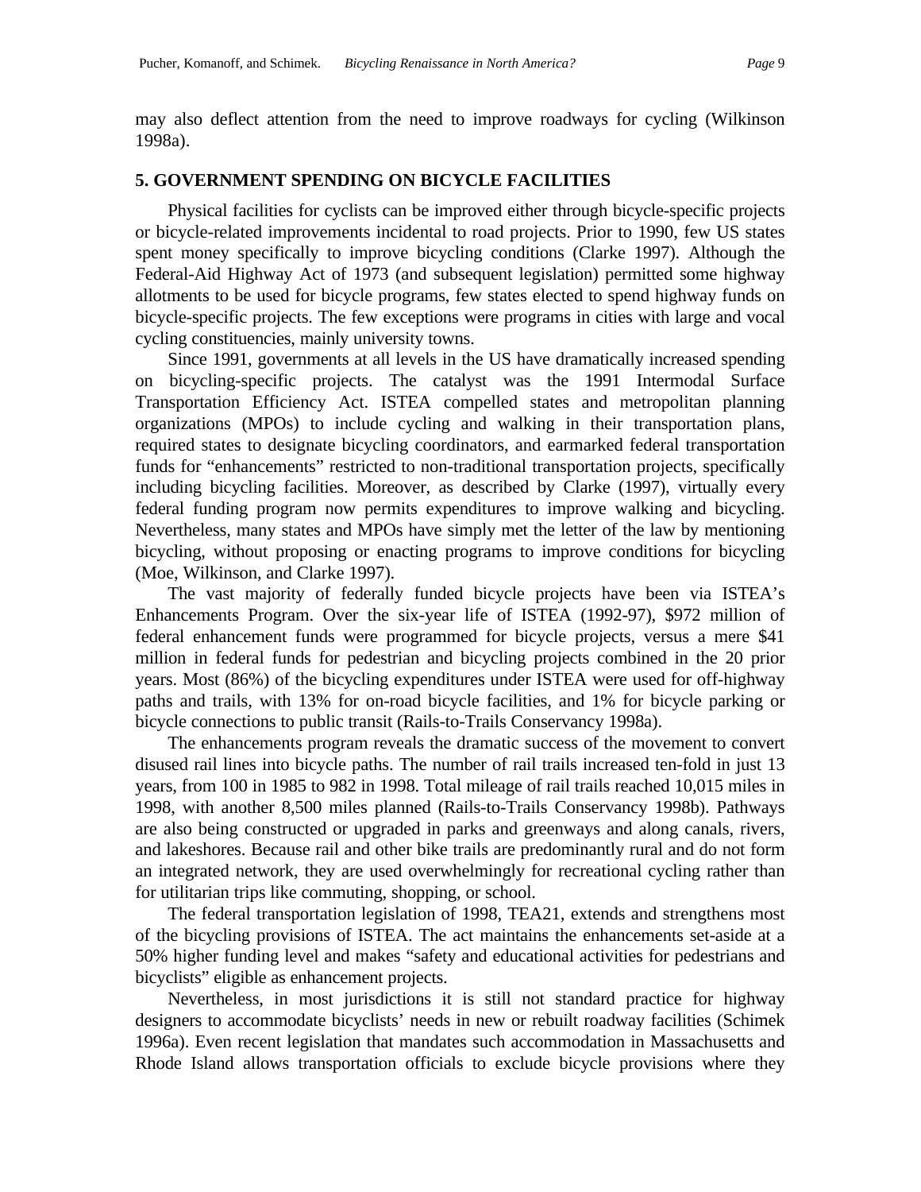may also deflect attention from the need to improve roadways for cycling (Wilkinson 1998a).

## 5. GOVERNMENT SPENDING ON BICYCLE FACILITIES

Physical facilities for cyclists can be improved either through bicycle-specific projects or bicycle-related improvements incidental to road projects. Prior to 1990, few US states spent money specifically to improve bicycling conditions (Clarke 1997). Although the Federal-Aid Highway Act of 1973 (and subsequent legislation) permitted some highway allotments to be used for bicycle programs, few states elected to spend highway funds on bicycle-specific projects. The few exceptions were programs in cities with large and vocal cycling constituencies, mainly university towns.

Since 1991, governments at all levels in the US have dramatically increased spending on bicycling-specific projects. The catalyst was the 1991 Intermodal Surface Transportation Efficiency Act. ISTEA compelled states and metropolitan planning organizations (MPOs) to include cycling and walking in their transportation plans, required states to designate bicycling coordinators, and earmarked federal transportation funds for "enhancements" restricted to non-traditional transportation projects, specifically including bicycling facilities. Moreover, as described by Clarke (1997), virtually every federal funding program now permits expenditures to improve walking and bicycling. Nevertheless, many states and MPOs have simply met the letter of the law by mentioning bicycling, without proposing or enacting programs to improve conditions for bicycling (Moe, Wilkinson, and Clarke 1997).

The vast majority of federally funded bicycle projects have been via ISTEA's Enhancements Program. Over the six-year life of ISTEA (1992-97), $972 million of federal enhancement funds were programmed for bicycle projects, versus a mere $41 million in federal funds for pedestrian and bicycling projects combined in the 20 prior years. Most (86%) of the bicycling expenditures under ISTEA were used for off-highway paths and trails, with 13% for on-road bicycle facilities, and 1% for bicycle parking or bicycle connections to public transit (Rails-to-Trails Conservancy 1998a).

The enhancements program reveals the dramatic success of the movement to convert disused rail lines into bicycle paths. The number of rail trails increased ten-fold in just 13 years, from 100 in 1985 to 982 in 1998. Total mileage of rail trails reached 10,015 miles in 1998, with another 8,500 miles planned (Rails-to-Trails Conservancy 1998b). Pathways are also being constructed or upgraded in parks and greenways and along canals, rivers, and lakeshores. Because rail and other bike trails are predominantly rural and do not form an integrated network, they are used overwhelmingly for recreational cycling rather than for utilitarian trips like commuting, shopping, or school.

The federal transportation legislation of 1998, TEA21, extends and strengthens most of the bicycling provisions of ISTEA. The act maintains the enhancements set-aside at a 50% higher funding level and makes "safety and educational activities for pedestrians and bicyclists" eligible as enhancement projects.

Nevertheless, in most jurisdictions it is still not standard practice for highway designers to accommodate bicyclists' needs in new or rebuilt roadway facilities (Schimek 1996a). Even recent legislation that mandates such accommodation in Massachusetts and Rhode Island allows transportation officials to exclude bicycle provisions where they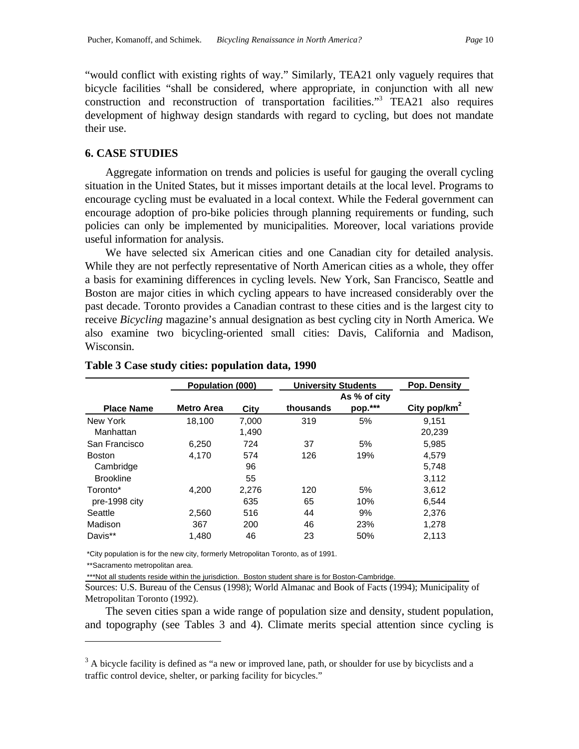"would conflict with existing rights of way." Similarly, TEA21 only vaguely requires that bicycle facilities "shall be considered, where appropriate, in conjunction with all new construction and reconstruction of transportation facilities."[3] TEA21 also requires development of highway design standards with regard to cycling, but does not mandate their use.

## 6. CASE STUDIES

Aggregate information on trends and policies is useful for gauging the overall cycling situation in the United States, but it misses important details at the local level. Programs to encourage cycling must be evaluated in a local context. While the Federal government can encourage adoption of pro-bike policies through planning requirements or funding, such policies can only be implemented by municipalities. Moreover, local variations provide useful information for analysis.

We have selected six American cities and one Canadian city for detailed analysis. While they are not perfectly representative of North American cities as a whole, they offer a basis for examining differences in cycling levels. New York, San Francisco, Seattle and Boston are major cities in which cycling appears to have increased considerably over the past decade. Toronto provides a Canadian contrast to these cities and is the largest city to receive *Bicycling* magazine's annual designation as best cycling city in North America. We also examine two bicycling-oriented small cities: Davis, California and Madison, Wisconsin.

**Table 3 Case study cities: population data, 1990**

| | Population (000) | | University Students | | Pop. Density |
|---|---|---|---|---|---|
| Place Name | Metro Area | City | thousands | As % of city pop.*** | City pop/km$^2$ |
| New York | 18,100 | 7,000 | 319 | 5% | 9,151 |
| Manhattan | | 1,490 | | | 20,239 |
| San Francisco | 6,250 | 724 | 37 | 5% | 5,985 |
| Boston | 4,170 | 574 | 126 | 19% | 4,579 |
| Cambridge | | 96 | | | 5,748 |
| Brookline | | 55 | | | 3,112 |
| Toronto* | 4,200 | 2,276 | 120 | 5% | 3,612 |
| pre-1998 city | | 635 | 65 | 10% | 6,544 |
| Seattle | 2,560 | 516 | 44 | 9% | 2,376 |
| Madison | 367 | 200 | 46 | 23% | 1,278 |
| Davis** | 1,480 | 46 | 23 | 50% | 2,113 |

*City population is for the new city, formerly Metropolitan Toronto, as of 1991.

**Sacramento metropolitan area.

***Not all students reside within the jurisdiction. Boston student share is for Boston-Cambridge.

Sources: U.S. Bureau of the Census (1998); World Almanac and Book of Facts (1994); Municipality of Metropolitan Toronto (1992).

The seven cities span a wide range of population size and density, student population, and topography (see Tables 3 and 4). Climate merits special attention since cycling is

[3] A bicycle facility is defined as "a new or improved lane, path, or shoulder for use by bicyclists and a traffic control device, shelter, or parking facility for bicycles."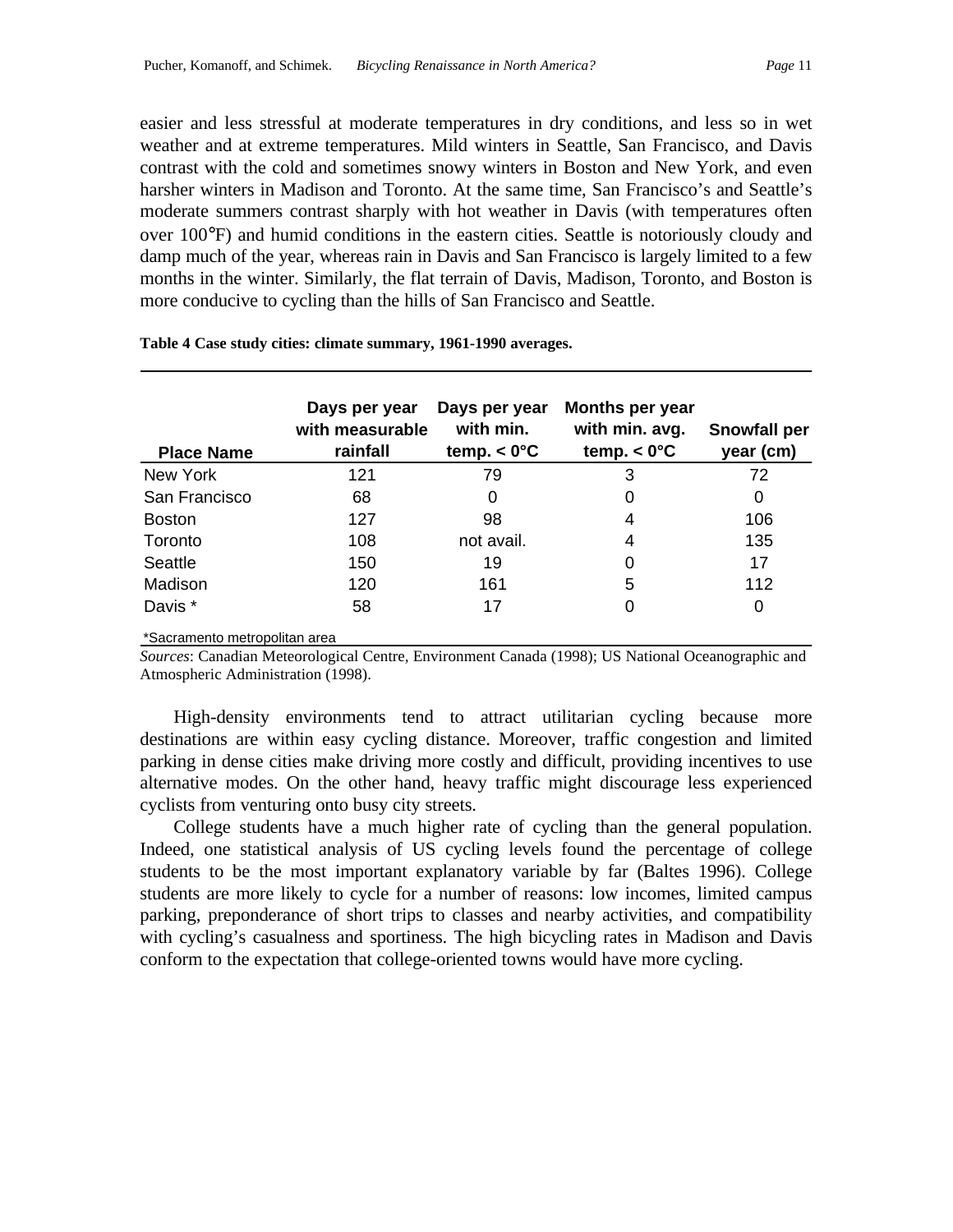easier and less stressful at moderate temperatures in dry conditions, and less so in wet weather and at extreme temperatures. Mild winters in Seattle, San Francisco, and Davis contrast with the cold and sometimes snowy winters in Boston and New York, and even harsher winters in Madison and Toronto. At the same time, San Francisco's and Seattle's moderate summers contrast sharply with hot weather in Davis (with temperatures often over 100°F) and humid conditions in the eastern cities. Seattle is notoriously cloudy and damp much of the year, whereas rain in Davis and San Francisco is largely limited to a few months in the winter. Similarly, the flat terrain of Davis, Madison, Toronto, and Boston is more conducive to cycling than the hills of San Francisco and Seattle.

**Table 4 Case study cities: climate summary, 1961-1990 averages.**

| Place Name | Days per year with measurable rainfall | Days per year with min. temp. < 0°C | Months per year with min. avg. temp. < 0°C | Snowfall per year (cm) |
|---|---|---|---|---|
| New York | 121 | 79 | 3 | 72 |
| San Francisco | 68 | 0 | 0 | 0 |
| Boston | 127 | 98 | 4 | 106 |
| Toronto | 108 | not avail. | 4 | 135 |
| Seattle | 150 | 19 | 0 | 17 |
| Madison | 120 | 161 | 5 | 112 |
| Davis * | 58 | 17 | 0 | 0 |

*Sacramento metropolitan area

*Sources*: Canadian Meteorological Centre, Environment Canada (1998); US National Oceanographic and Atmospheric Administration (1998).

High-density environments tend to attract utilitarian cycling because more destinations are within easy cycling distance. Moreover, traffic congestion and limited parking in dense cities make driving more costly and difficult, providing incentives to use alternative modes. On the other hand, heavy traffic might discourage less experienced cyclists from venturing onto busy city streets.

College students have a much higher rate of cycling than the general population. Indeed, one statistical analysis of US cycling levels found the percentage of college students to be the most important explanatory variable by far (Baltes 1996). College students are more likely to cycle for a number of reasons: low incomes, limited campus parking, preponderance of short trips to classes and nearby activities, and compatibility with cycling's casualness and sportiness. The high bicycling rates in Madison and Davis conform to the expectation that college-oriented towns would have more cycling.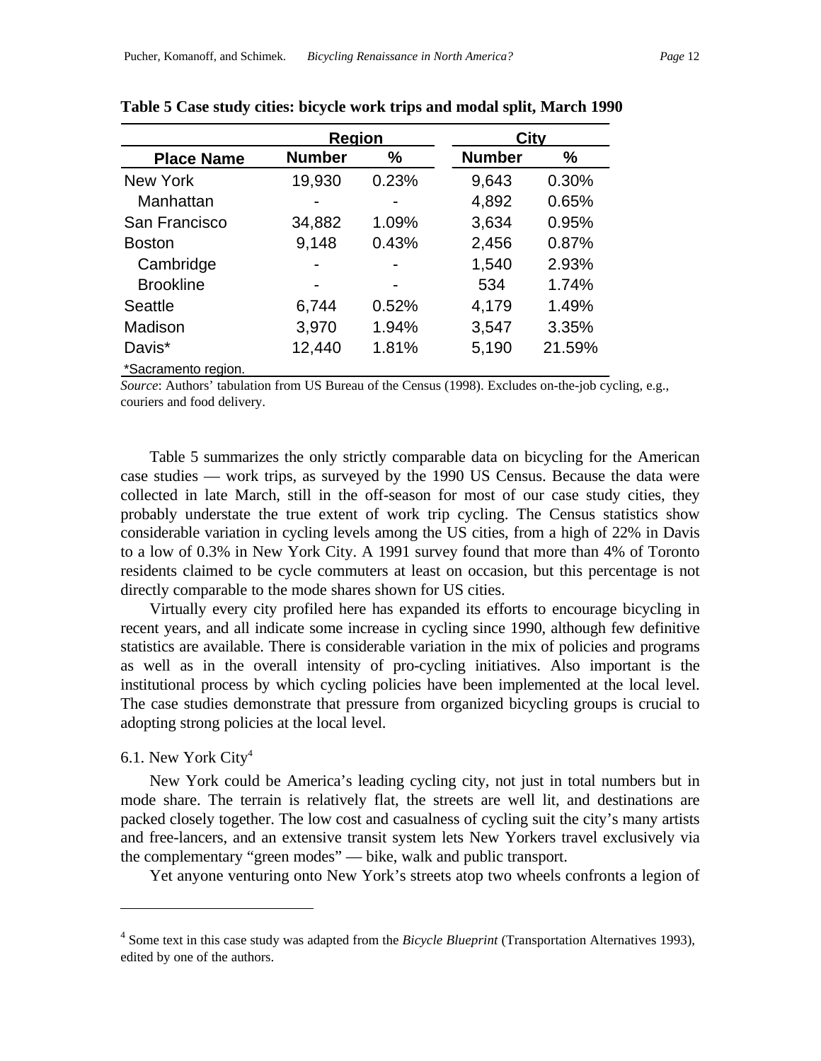**Table 5 Case study cities: bicycle work trips and modal split, March 1990**

| | Region | | City | |
|---|---|---|---|---|
| **Place Name** | **Number** | **%** | **Number** | **%** |
| New York | 19,930 | 0.23% | 9,643 | 0.30% |
| Manhattan | - | - | 4,892 | 0.65% |
| San Francisco | 34,882 | 1.09% | 3,634 | 0.95% |
| Boston | 9,148 | 0.43% | 2,456 | 0.87% |
| Cambridge | - | - | 1,540 | 2.93% |
| Brookline | - | - | 534 | 1.74% |
| Seattle | 6,744 | 0.52% | 4,179 | 1.49% |
| Madison | 3,970 | 1.94% | 3,547 | 3.35% |
| Davis* | 12,440 | 1.81% | 5,190 | 21.59% |

*Sacramento region.

*Source*: Authors' tabulation from US Bureau of the Census (1998). Excludes on-the-job cycling, e.g., couriers and food delivery.

Table 5 summarizes the only strictly comparable data on bicycling for the American case studies — work trips, as surveyed by the 1990 US Census. Because the data were collected in late March, still in the off-season for most of our case study cities, they probably understate the true extent of work trip cycling. The Census statistics show considerable variation in cycling levels among the US cities, from a high of 22% in Davis to a low of 0.3% in New York City. A 1991 survey found that more than 4% of Toronto residents claimed to be cycle commuters at least on occasion, but this percentage is not directly comparable to the mode shares shown for US cities.

Virtually every city profiled here has expanded its efforts to encourage bicycling in recent years, and all indicate some increase in cycling since 1990, although few definitive statistics are available. There is considerable variation in the mix of policies and programs as well as in the overall intensity of pro-cycling initiatives. Also important is the institutional process by which cycling policies have been implemented at the local level. The case studies demonstrate that pressure from organized bicycling groups is crucial to adopting strong policies at the local level.

### 6.1. New York City[4]

New York could be America's leading cycling city, not just in total numbers but in mode share. The terrain is relatively flat, the streets are well lit, and destinations are packed closely together. The low cost and casualness of cycling suit the city's many artists and free-lancers, and an extensive transit system lets New Yorkers travel exclusively via the complementary "green modes" — bike, walk and public transport.

Yet anyone venturing onto New York's streets atop two wheels confronts a legion of

---

[4] Some text in this case study was adapted from the *Bicycle Blueprint* (Transportation Alternatives 1993), edited by one of the authors.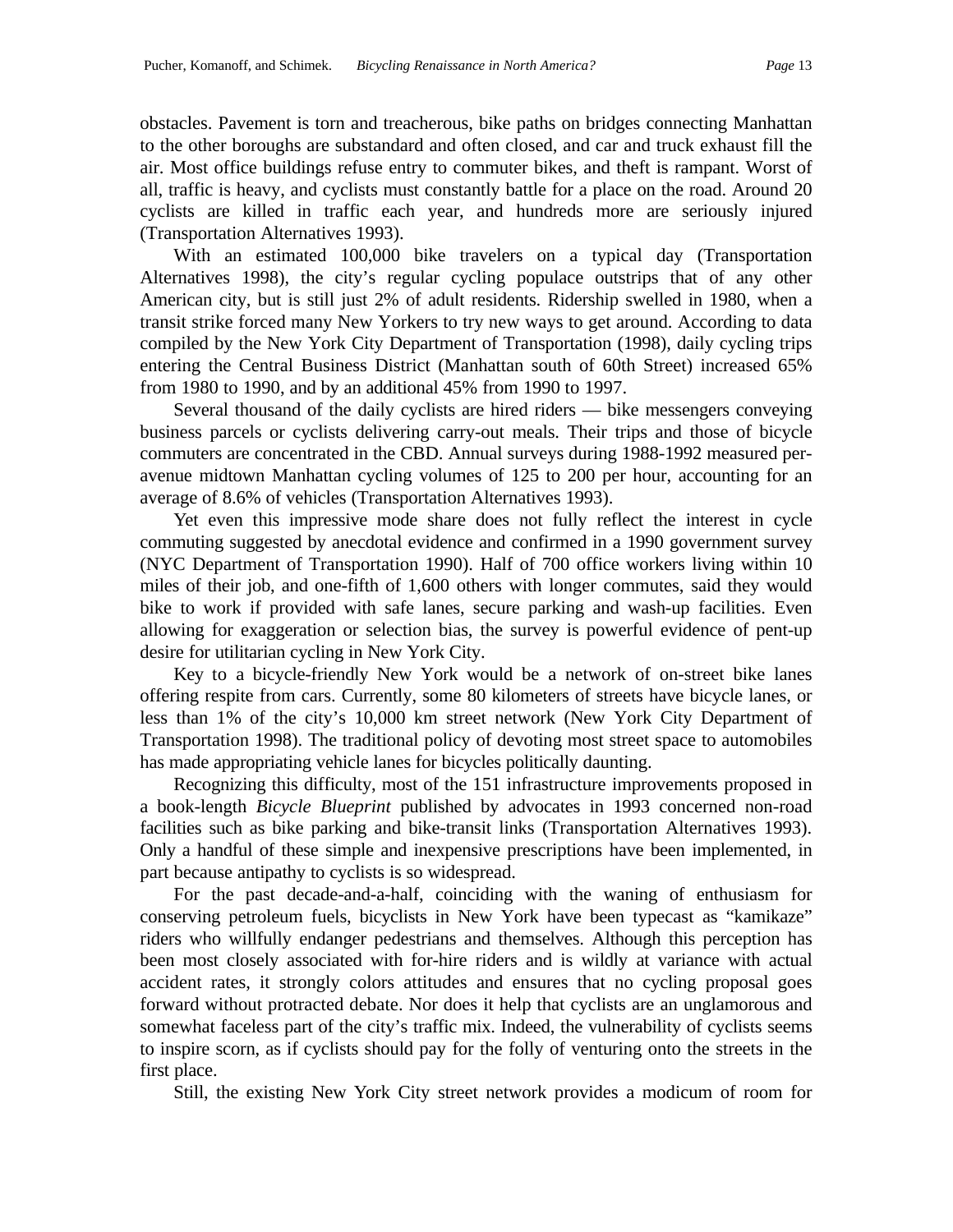obstacles. Pavement is torn and treacherous, bike paths on bridges connecting Manhattan to the other boroughs are substandard and often closed, and car and truck exhaust fill the air. Most office buildings refuse entry to commuter bikes, and theft is rampant. Worst of all, traffic is heavy, and cyclists must constantly battle for a place on the road. Around 20 cyclists are killed in traffic each year, and hundreds more are seriously injured (Transportation Alternatives 1993).

With an estimated 100,000 bike travelers on a typical day (Transportation Alternatives 1998), the city's regular cycling populace outstrips that of any other American city, but is still just 2% of adult residents. Ridership swelled in 1980, when a transit strike forced many New Yorkers to try new ways to get around. According to data compiled by the New York City Department of Transportation (1998), daily cycling trips entering the Central Business District (Manhattan south of 60th Street) increased 65% from 1980 to 1990, and by an additional 45% from 1990 to 1997.

Several thousand of the daily cyclists are hired riders — bike messengers conveying business parcels or cyclists delivering carry-out meals. Their trips and those of bicycle commuters are concentrated in the CBD. Annual surveys during 1988-1992 measured per-avenue midtown Manhattan cycling volumes of 125 to 200 per hour, accounting for an average of 8.6% of vehicles (Transportation Alternatives 1993).

Yet even this impressive mode share does not fully reflect the interest in cycle commuting suggested by anecdotal evidence and confirmed in a 1990 government survey (NYC Department of Transportation 1990). Half of 700 office workers living within 10 miles of their job, and one-fifth of 1,600 others with longer commutes, said they would bike to work if provided with safe lanes, secure parking and wash-up facilities. Even allowing for exaggeration or selection bias, the survey is powerful evidence of pent-up desire for utilitarian cycling in New York City.

Key to a bicycle-friendly New York would be a network of on-street bike lanes offering respite from cars. Currently, some 80 kilometers of streets have bicycle lanes, or less than 1% of the city's 10,000 km street network (New York City Department of Transportation 1998). The traditional policy of devoting most street space to automobiles has made appropriating vehicle lanes for bicycles politically daunting.

Recognizing this difficulty, most of the 151 infrastructure improvements proposed in a book-length *Bicycle Blueprint* published by advocates in 1993 concerned non-road facilities such as bike parking and bike-transit links (Transportation Alternatives 1993). Only a handful of these simple and inexpensive prescriptions have been implemented, in part because antipathy to cyclists is so widespread.

For the past decade-and-a-half, coinciding with the waning of enthusiasm for conserving petroleum fuels, bicyclists in New York have been typecast as "kamikaze" riders who willfully endanger pedestrians and themselves. Although this perception has been most closely associated with for-hire riders and is wildly at variance with actual accident rates, it strongly colors attitudes and ensures that no cycling proposal goes forward without protracted debate. Nor does it help that cyclists are an unglamorous and somewhat faceless part of the city's traffic mix. Indeed, the vulnerability of cyclists seems to inspire scorn, as if cyclists should pay for the folly of venturing onto the streets in the first place.

Still, the existing New York City street network provides a modicum of room for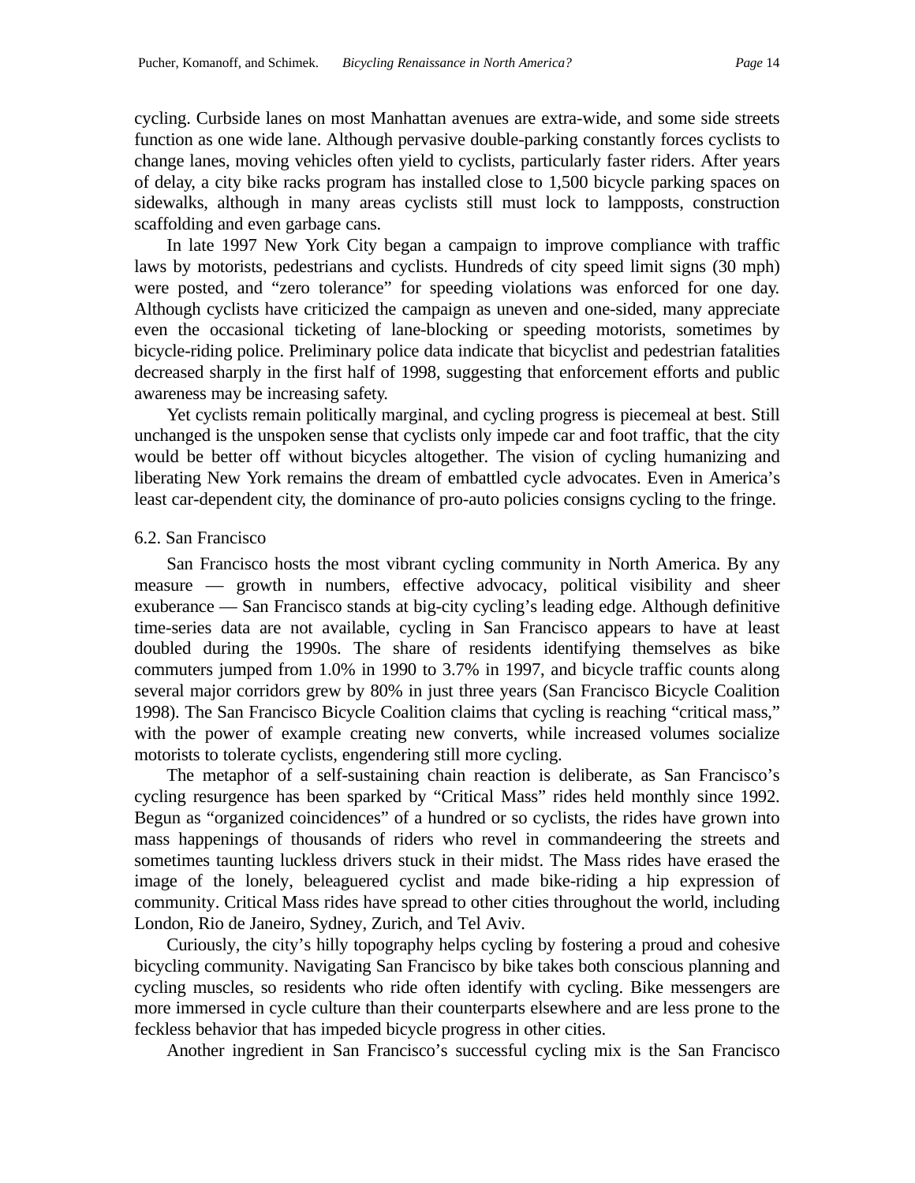cycling. Curbside lanes on most Manhattan avenues are extra-wide, and some side streets function as one wide lane. Although pervasive double-parking constantly forces cyclists to change lanes, moving vehicles often yield to cyclists, particularly faster riders. After years of delay, a city bike racks program has installed close to 1,500 bicycle parking spaces on sidewalks, although in many areas cyclists still must lock to lampposts, construction scaffolding and even garbage cans.

In late 1997 New York City began a campaign to improve compliance with traffic laws by motorists, pedestrians and cyclists. Hundreds of city speed limit signs (30 mph) were posted, and "zero tolerance" for speeding violations was enforced for one day. Although cyclists have criticized the campaign as uneven and one-sided, many appreciate even the occasional ticketing of lane-blocking or speeding motorists, sometimes by bicycle-riding police. Preliminary police data indicate that bicyclist and pedestrian fatalities decreased sharply in the first half of 1998, suggesting that enforcement efforts and public awareness may be increasing safety.

Yet cyclists remain politically marginal, and cycling progress is piecemeal at best. Still unchanged is the unspoken sense that cyclists only impede car and foot traffic, that the city would be better off without bicycles altogether. The vision of cycling humanizing and liberating New York remains the dream of embattled cycle advocates. Even in America's least car-dependent city, the dominance of pro-auto policies consigns cycling to the fringe.

### 6.2. San Francisco

San Francisco hosts the most vibrant cycling community in North America. By any measure — growth in numbers, effective advocacy, political visibility and sheer exuberance — San Francisco stands at big-city cycling's leading edge. Although definitive time-series data are not available, cycling in San Francisco appears to have at least doubled during the 1990s. The share of residents identifying themselves as bike commuters jumped from 1.0% in 1990 to 3.7% in 1997, and bicycle traffic counts along several major corridors grew by 80% in just three years (San Francisco Bicycle Coalition 1998). The San Francisco Bicycle Coalition claims that cycling is reaching "critical mass," with the power of example creating new converts, while increased volumes socialize motorists to tolerate cyclists, engendering still more cycling.

The metaphor of a self-sustaining chain reaction is deliberate, as San Francisco's cycling resurgence has been sparked by "Critical Mass" rides held monthly since 1992. Begun as "organized coincidences" of a hundred or so cyclists, the rides have grown into mass happenings of thousands of riders who revel in commandeering the streets and sometimes taunting luckless drivers stuck in their midst. The Mass rides have erased the image of the lonely, beleaguered cyclist and made bike-riding a hip expression of community. Critical Mass rides have spread to other cities throughout the world, including London, Rio de Janeiro, Sydney, Zurich, and Tel Aviv.

Curiously, the city's hilly topography helps cycling by fostering a proud and cohesive bicycling community. Navigating San Francisco by bike takes both conscious planning and cycling muscles, so residents who ride often identify with cycling. Bike messengers are more immersed in cycle culture than their counterparts elsewhere and are less prone to the feckless behavior that has impeded bicycle progress in other cities.

Another ingredient in San Francisco's successful cycling mix is the San Francisco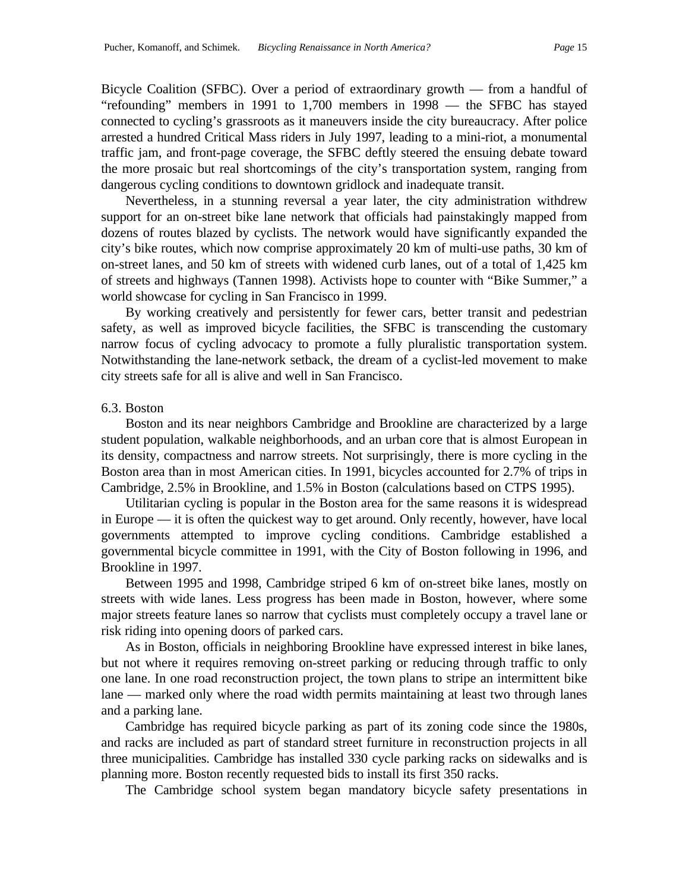Bicycle Coalition (SFBC). Over a period of extraordinary growth — from a handful of "refounding" members in 1991 to 1,700 members in 1998 — the SFBC has stayed connected to cycling's grassroots as it maneuvers inside the city bureaucracy. After police arrested a hundred Critical Mass riders in July 1997, leading to a mini-riot, a monumental traffic jam, and front-page coverage, the SFBC deftly steered the ensuing debate toward the more prosaic but real shortcomings of the city's transportation system, ranging from dangerous cycling conditions to downtown gridlock and inadequate transit.

Nevertheless, in a stunning reversal a year later, the city administration withdrew support for an on-street bike lane network that officials had painstakingly mapped from dozens of routes blazed by cyclists. The network would have significantly expanded the city's bike routes, which now comprise approximately 20 km of multi-use paths, 30 km of on-street lanes, and 50 km of streets with widened curb lanes, out of a total of 1,425 km of streets and highways (Tannen 1998). Activists hope to counter with "Bike Summer," a world showcase for cycling in San Francisco in 1999.

By working creatively and persistently for fewer cars, better transit and pedestrian safety, as well as improved bicycle facilities, the SFBC is transcending the customary narrow focus of cycling advocacy to promote a fully pluralistic transportation system. Notwithstanding the lane-network setback, the dream of a cyclist-led movement to make city streets safe for all is alive and well in San Francisco.

### 6.3. Boston

Boston and its near neighbors Cambridge and Brookline are characterized by a large student population, walkable neighborhoods, and an urban core that is almost European in its density, compactness and narrow streets. Not surprisingly, there is more cycling in the Boston area than in most American cities. In 1991, bicycles accounted for 2.7% of trips in Cambridge, 2.5% in Brookline, and 1.5% in Boston (calculations based on CTPS 1995).

Utilitarian cycling is popular in the Boston area for the same reasons it is widespread in Europe — it is often the quickest way to get around. Only recently, however, have local governments attempted to improve cycling conditions. Cambridge established a governmental bicycle committee in 1991, with the City of Boston following in 1996, and Brookline in 1997.

Between 1995 and 1998, Cambridge striped 6 km of on-street bike lanes, mostly on streets with wide lanes. Less progress has been made in Boston, however, where some major streets feature lanes so narrow that cyclists must completely occupy a travel lane or risk riding into opening doors of parked cars.

As in Boston, officials in neighboring Brookline have expressed interest in bike lanes, but not where it requires removing on-street parking or reducing through traffic to only one lane. In one road reconstruction project, the town plans to stripe an intermittent bike lane — marked only where the road width permits maintaining at least two through lanes and a parking lane.

Cambridge has required bicycle parking as part of its zoning code since the 1980s, and racks are included as part of standard street furniture in reconstruction projects in all three municipalities. Cambridge has installed 330 cycle parking racks on sidewalks and is planning more. Boston recently requested bids to install its first 350 racks.

The Cambridge school system began mandatory bicycle safety presentations in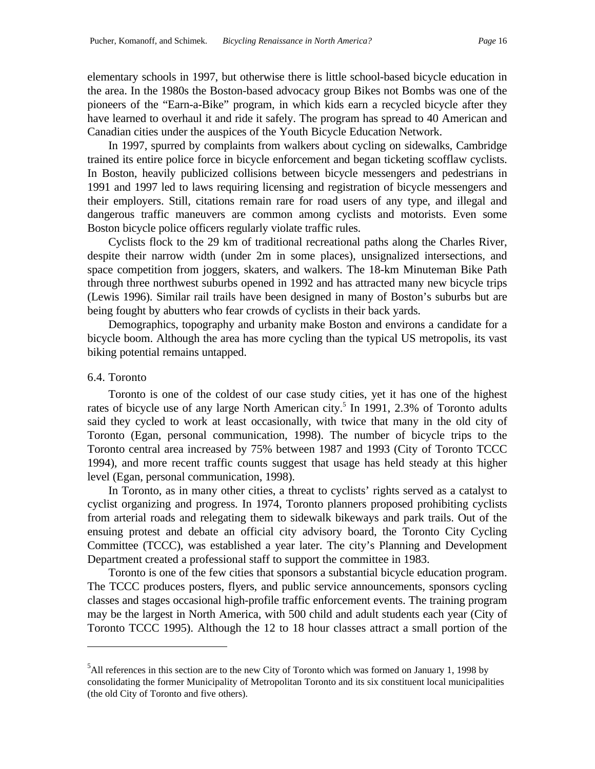elementary schools in 1997, but otherwise there is little school-based bicycle education in the area. In the 1980s the Boston-based advocacy group Bikes not Bombs was one of the pioneers of the "Earn-a-Bike" program, in which kids earn a recycled bicycle after they have learned to overhaul it and ride it safely. The program has spread to 40 American and Canadian cities under the auspices of the Youth Bicycle Education Network.

In 1997, spurred by complaints from walkers about cycling on sidewalks, Cambridge trained its entire police force in bicycle enforcement and began ticketing scofflaw cyclists. In Boston, heavily publicized collisions between bicycle messengers and pedestrians in 1991 and 1997 led to laws requiring licensing and registration of bicycle messengers and their employers. Still, citations remain rare for road users of any type, and illegal and dangerous traffic maneuvers are common among cyclists and motorists. Even some Boston bicycle police officers regularly violate traffic rules.

Cyclists flock to the 29 km of traditional recreational paths along the Charles River, despite their narrow width (under 2m in some places), unsignalized intersections, and space competition from joggers, skaters, and walkers. The 18-km Minuteman Bike Path through three northwest suburbs opened in 1992 and has attracted many new bicycle trips (Lewis 1996). Similar rail trails have been designed in many of Boston's suburbs but are being fought by abutters who fear crowds of cyclists in their back yards.

Demographics, topography and urbanity make Boston and environs a candidate for a bicycle boom. Although the area has more cycling than the typical US metropolis, its vast biking potential remains untapped.

### 6.4. Toronto

Toronto is one of the coldest of our case study cities, yet it has one of the highest rates of bicycle use of any large North American city.[5] In 1991, 2.3% of Toronto adults said they cycled to work at least occasionally, with twice that many in the old city of Toronto (Egan, personal communication, 1998). The number of bicycle trips to the Toronto central area increased by 75% between 1987 and 1993 (City of Toronto TCCC 1994), and more recent traffic counts suggest that usage has held steady at this higher level (Egan, personal communication, 1998).

In Toronto, as in many other cities, a threat to cyclists' rights served as a catalyst to cyclist organizing and progress. In 1974, Toronto planners proposed prohibiting cyclists from arterial roads and relegating them to sidewalk bikeways and park trails. Out of the ensuing protest and debate an official city advisory board, the Toronto City Cycling Committee (TCCC), was established a year later. The city's Planning and Development Department created a professional staff to support the committee in 1983.

Toronto is one of the few cities that sponsors a substantial bicycle education program. The TCCC produces posters, flyers, and public service announcements, sponsors cycling classes and stages occasional high-profile traffic enforcement events. The training program may be the largest in North America, with 500 child and adult students each year (City of Toronto TCCC 1995). Although the 12 to 18 hour classes attract a small portion of the

---

[5]All references in this section are to the new City of Toronto which was formed on January 1, 1998 by consolidating the former Municipality of Metropolitan Toronto and its six constituent local municipalities (the old City of Toronto and five others).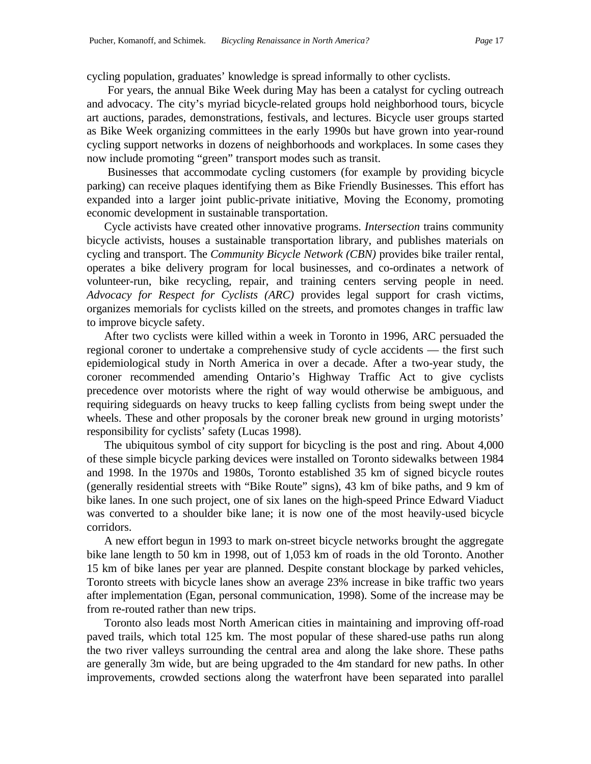cycling population, graduates' knowledge is spread informally to other cyclists.

For years, the annual Bike Week during May has been a catalyst for cycling outreach and advocacy. The city's myriad bicycle-related groups hold neighborhood tours, bicycle art auctions, parades, demonstrations, festivals, and lectures. Bicycle user groups started as Bike Week organizing committees in the early 1990s but have grown into year-round cycling support networks in dozens of neighborhoods and workplaces. In some cases they now include promoting "green" transport modes such as transit.

Businesses that accommodate cycling customers (for example by providing bicycle parking) can receive plaques identifying them as Bike Friendly Businesses. This effort has expanded into a larger joint public-private initiative, Moving the Economy, promoting economic development in sustainable transportation.

Cycle activists have created other innovative programs. *Intersection* trains community bicycle activists, houses a sustainable transportation library, and publishes materials on cycling and transport. The *Community Bicycle Network (CBN)* provides bike trailer rental, operates a bike delivery program for local businesses, and co-ordinates a network of volunteer-run, bike recycling, repair, and training centers serving people in need. *Advocacy for Respect for Cyclists (ARC)* provides legal support for crash victims, organizes memorials for cyclists killed on the streets, and promotes changes in traffic law to improve bicycle safety.

After two cyclists were killed within a week in Toronto in 1996, ARC persuaded the regional coroner to undertake a comprehensive study of cycle accidents — the first such epidemiological study in North America in over a decade. After a two-year study, the coroner recommended amending Ontario's Highway Traffic Act to give cyclists precedence over motorists where the right of way would otherwise be ambiguous, and requiring sideguards on heavy trucks to keep falling cyclists from being swept under the wheels. These and other proposals by the coroner break new ground in urging motorists' responsibility for cyclists' safety (Lucas 1998).

The ubiquitous symbol of city support for bicycling is the post and ring. About 4,000 of these simple bicycle parking devices were installed on Toronto sidewalks between 1984 and 1998. In the 1970s and 1980s, Toronto established 35 km of signed bicycle routes (generally residential streets with "Bike Route" signs), 43 km of bike paths, and 9 km of bike lanes. In one such project, one of six lanes on the high-speed Prince Edward Viaduct was converted to a shoulder bike lane; it is now one of the most heavily-used bicycle corridors.

A new effort begun in 1993 to mark on-street bicycle networks brought the aggregate bike lane length to 50 km in 1998, out of 1,053 km of roads in the old Toronto. Another 15 km of bike lanes per year are planned. Despite constant blockage by parked vehicles, Toronto streets with bicycle lanes show an average 23% increase in bike traffic two years after implementation (Egan, personal communication, 1998). Some of the increase may be from re-routed rather than new trips.

Toronto also leads most North American cities in maintaining and improving off-road paved trails, which total 125 km. The most popular of these shared-use paths run along the two river valleys surrounding the central area and along the lake shore. These paths are generally 3m wide, but are being upgraded to the 4m standard for new paths. In other improvements, crowded sections along the waterfront have been separated into parallel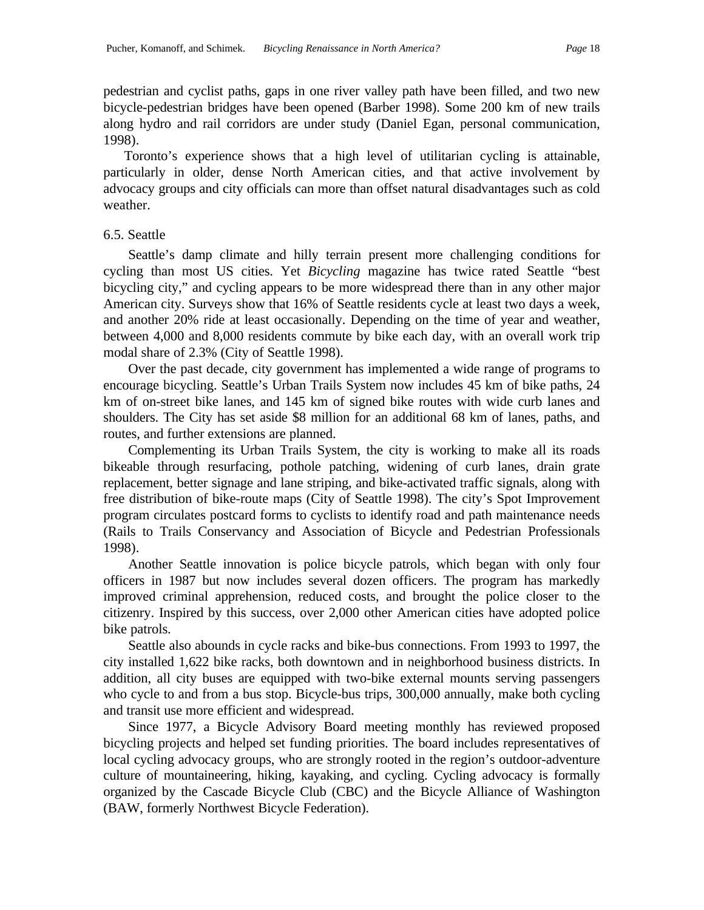pedestrian and cyclist paths, gaps in one river valley path have been filled, and two new bicycle-pedestrian bridges have been opened (Barber 1998). Some 200 km of new trails along hydro and rail corridors are under study (Daniel Egan, personal communication, 1998).

Toronto's experience shows that a high level of utilitarian cycling is attainable, particularly in older, dense North American cities, and that active involvement by advocacy groups and city officials can more than offset natural disadvantages such as cold weather.

6.5. Seattle

Seattle's damp climate and hilly terrain present more challenging conditions for cycling than most US cities. Yet *Bicycling* magazine has twice rated Seattle "best bicycling city," and cycling appears to be more widespread there than in any other major American city. Surveys show that 16% of Seattle residents cycle at least two days a week, and another 20% ride at least occasionally. Depending on the time of year and weather, between 4,000 and 8,000 residents commute by bike each day, with an overall work trip modal share of 2.3% (City of Seattle 1998).

Over the past decade, city government has implemented a wide range of programs to encourage bicycling. Seattle's Urban Trails System now includes 45 km of bike paths, 24 km of on-street bike lanes, and 145 km of signed bike routes with wide curb lanes and shoulders. The City has set aside $8 million for an additional 68 km of lanes, paths, and routes, and further extensions are planned.

Complementing its Urban Trails System, the city is working to make all its roads bikeable through resurfacing, pothole patching, widening of curb lanes, drain grate replacement, better signage and lane striping, and bike-activated traffic signals, along with free distribution of bike-route maps (City of Seattle 1998). The city's Spot Improvement program circulates postcard forms to cyclists to identify road and path maintenance needs (Rails to Trails Conservancy and Association of Bicycle and Pedestrian Professionals 1998).

Another Seattle innovation is police bicycle patrols, which began with only four officers in 1987 but now includes several dozen officers. The program has markedly improved criminal apprehension, reduced costs, and brought the police closer to the citizenry. Inspired by this success, over 2,000 other American cities have adopted police bike patrols.

Seattle also abounds in cycle racks and bike-bus connections. From 1993 to 1997, the city installed 1,622 bike racks, both downtown and in neighborhood business districts. In addition, all city buses are equipped with two-bike external mounts serving passengers who cycle to and from a bus stop. Bicycle-bus trips, 300,000 annually, make both cycling and transit use more efficient and widespread.

Since 1977, a Bicycle Advisory Board meeting monthly has reviewed proposed bicycling projects and helped set funding priorities. The board includes representatives of local cycling advocacy groups, who are strongly rooted in the region's outdoor-adventure culture of mountaineering, hiking, kayaking, and cycling. Cycling advocacy is formally organized by the Cascade Bicycle Club (CBC) and the Bicycle Alliance of Washington (BAW, formerly Northwest Bicycle Federation).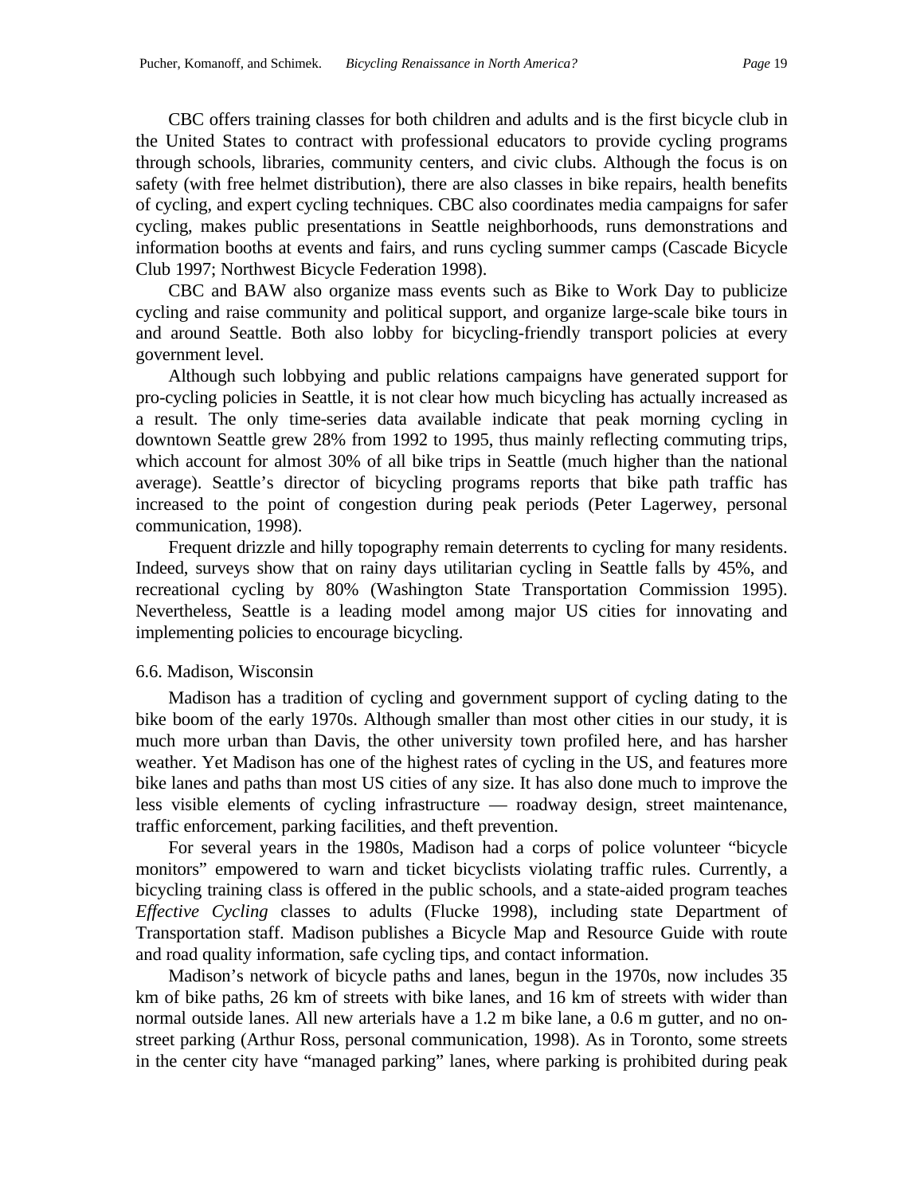CBC offers training classes for both children and adults and is the first bicycle club in the United States to contract with professional educators to provide cycling programs through schools, libraries, community centers, and civic clubs. Although the focus is on safety (with free helmet distribution), there are also classes in bike repairs, health benefits of cycling, and expert cycling techniques. CBC also coordinates media campaigns for safer cycling, makes public presentations in Seattle neighborhoods, runs demonstrations and information booths at events and fairs, and runs cycling summer camps (Cascade Bicycle Club 1997; Northwest Bicycle Federation 1998).

CBC and BAW also organize mass events such as Bike to Work Day to publicize cycling and raise community and political support, and organize large-scale bike tours in and around Seattle. Both also lobby for bicycling-friendly transport policies at every government level.

Although such lobbying and public relations campaigns have generated support for pro-cycling policies in Seattle, it is not clear how much bicycling has actually increased as a result. The only time-series data available indicate that peak morning cycling in downtown Seattle grew 28% from 1992 to 1995, thus mainly reflecting commuting trips, which account for almost 30% of all bike trips in Seattle (much higher than the national average). Seattle's director of bicycling programs reports that bike path traffic has increased to the point of congestion during peak periods (Peter Lagerwey, personal communication, 1998).

Frequent drizzle and hilly topography remain deterrents to cycling for many residents. Indeed, surveys show that on rainy days utilitarian cycling in Seattle falls by 45%, and recreational cycling by 80% (Washington State Transportation Commission 1995). Nevertheless, Seattle is a leading model among major US cities for innovating and implementing policies to encourage bicycling.

### 6.6. Madison, Wisconsin

Madison has a tradition of cycling and government support of cycling dating to the bike boom of the early 1970s. Although smaller than most other cities in our study, it is much more urban than Davis, the other university town profiled here, and has harsher weather. Yet Madison has one of the highest rates of cycling in the US, and features more bike lanes and paths than most US cities of any size. It has also done much to improve the less visible elements of cycling infrastructure — roadway design, street maintenance, traffic enforcement, parking facilities, and theft prevention.

For several years in the 1980s, Madison had a corps of police volunteer "bicycle monitors" empowered to warn and ticket bicyclists violating traffic rules. Currently, a bicycling training class is offered in the public schools, and a state-aided program teaches *Effective Cycling* classes to adults (Flucke 1998), including state Department of Transportation staff. Madison publishes a Bicycle Map and Resource Guide with route and road quality information, safe cycling tips, and contact information.

Madison's network of bicycle paths and lanes, begun in the 1970s, now includes 35 km of bike paths, 26 km of streets with bike lanes, and 16 km of streets with wider than normal outside lanes. All new arterials have a 1.2 m bike lane, a 0.6 m gutter, and no on-street parking (Arthur Ross, personal communication, 1998). As in Toronto, some streets in the center city have "managed parking" lanes, where parking is prohibited during peak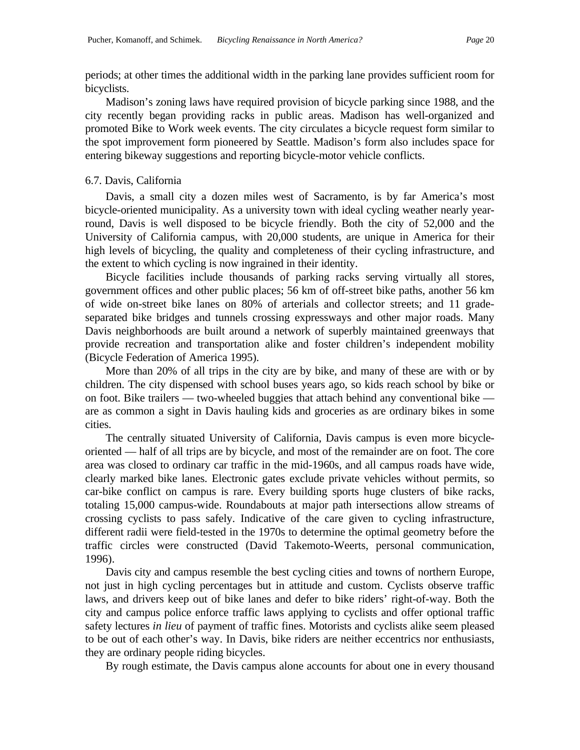periods; at other times the additional width in the parking lane provides sufficient room for bicyclists.

Madison's zoning laws have required provision of bicycle parking since 1988, and the city recently began providing racks in public areas. Madison has well-organized and promoted Bike to Work week events. The city circulates a bicycle request form similar to the spot improvement form pioneered by Seattle. Madison's form also includes space for entering bikeway suggestions and reporting bicycle-motor vehicle conflicts.

### 6.7. Davis, California

Davis, a small city a dozen miles west of Sacramento, is by far America's most bicycle-oriented municipality. As a university town with ideal cycling weather nearly year-round, Davis is well disposed to be bicycle friendly. Both the city of 52,000 and the University of California campus, with 20,000 students, are unique in America for their high levels of bicycling, the quality and completeness of their cycling infrastructure, and the extent to which cycling is now ingrained in their identity.

Bicycle facilities include thousands of parking racks serving virtually all stores, government offices and other public places; 56 km of off-street bike paths, another 56 km of wide on-street bike lanes on 80% of arterials and collector streets; and 11 grade-separated bike bridges and tunnels crossing expressways and other major roads. Many Davis neighborhoods are built around a network of superbly maintained greenways that provide recreation and transportation alike and foster children's independent mobility (Bicycle Federation of America 1995).

More than 20% of all trips in the city are by bike, and many of these are with or by children. The city dispensed with school buses years ago, so kids reach school by bike or on foot. Bike trailers — two-wheeled buggies that attach behind any conventional bike — are as common a sight in Davis hauling kids and groceries as are ordinary bikes in some cities.

The centrally situated University of California, Davis campus is even more bicycle-oriented — half of all trips are by bicycle, and most of the remainder are on foot. The core area was closed to ordinary car traffic in the mid-1960s, and all campus roads have wide, clearly marked bike lanes. Electronic gates exclude private vehicles without permits, so car-bike conflict on campus is rare. Every building sports huge clusters of bike racks, totaling 15,000 campus-wide. Roundabouts at major path intersections allow streams of crossing cyclists to pass safely. Indicative of the care given to cycling infrastructure, different radii were field-tested in the 1970s to determine the optimal geometry before the traffic circles were constructed (David Takemoto-Weerts, personal communication, 1996).

Davis city and campus resemble the best cycling cities and towns of northern Europe, not just in high cycling percentages but in attitude and custom. Cyclists observe traffic laws, and drivers keep out of bike lanes and defer to bike riders' right-of-way. Both the city and campus police enforce traffic laws applying to cyclists and offer optional traffic safety lectures *in lieu* of payment of traffic fines. Motorists and cyclists alike seem pleased to be out of each other's way. In Davis, bike riders are neither eccentrics nor enthusiasts, they are ordinary people riding bicycles.

By rough estimate, the Davis campus alone accounts for about one in every thousand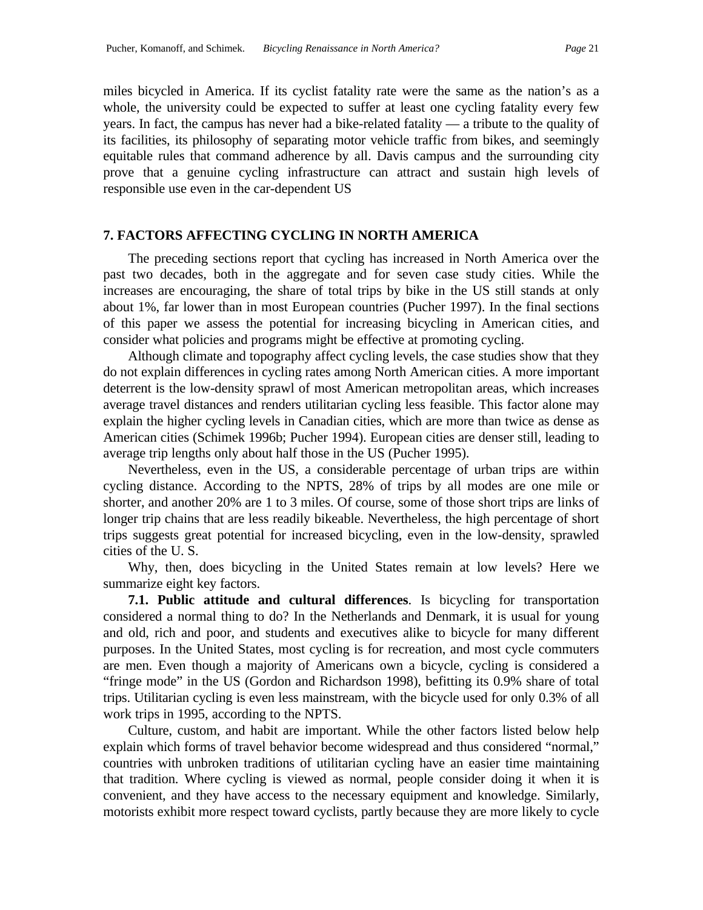miles bicycled in America. If its cyclist fatality rate were the same as the nation's as a whole, the university could be expected to suffer at least one cycling fatality every few years. In fact, the campus has never had a bike-related fatality — a tribute to the quality of its facilities, its philosophy of separating motor vehicle traffic from bikes, and seemingly equitable rules that command adherence by all. Davis campus and the surrounding city prove that a genuine cycling infrastructure can attract and sustain high levels of responsible use even in the car-dependent US

## 7. FACTORS AFFECTING CYCLING IN NORTH AMERICA

The preceding sections report that cycling has increased in North America over the past two decades, both in the aggregate and for seven case study cities. While the increases are encouraging, the share of total trips by bike in the US still stands at only about 1%, far lower than in most European countries (Pucher 1997). In the final sections of this paper we assess the potential for increasing bicycling in American cities, and consider what policies and programs might be effective at promoting cycling.

Although climate and topography affect cycling levels, the case studies show that they do not explain differences in cycling rates among North American cities. A more important deterrent is the low-density sprawl of most American metropolitan areas, which increases average travel distances and renders utilitarian cycling less feasible. This factor alone may explain the higher cycling levels in Canadian cities, which are more than twice as dense as American cities (Schimek 1996b; Pucher 1994). European cities are denser still, leading to average trip lengths only about half those in the US (Pucher 1995).

Nevertheless, even in the US, a considerable percentage of urban trips are within cycling distance. According to the NPTS, 28% of trips by all modes are one mile or shorter, and another 20% are 1 to 3 miles. Of course, some of those short trips are links of longer trip chains that are less readily bikeable. Nevertheless, the high percentage of short trips suggests great potential for increased bicycling, even in the low-density, sprawled cities of the U. S.

Why, then, does bicycling in the United States remain at low levels? Here we summarize eight key factors.

**7.1. Public attitude and cultural differences**. Is bicycling for transportation considered a normal thing to do? In the Netherlands and Denmark, it is usual for young and old, rich and poor, and students and executives alike to bicycle for many different purposes. In the United States, most cycling is for recreation, and most cycle commuters are men. Even though a majority of Americans own a bicycle, cycling is considered a "fringe mode" in the US (Gordon and Richardson 1998), befitting its 0.9% share of total trips. Utilitarian cycling is even less mainstream, with the bicycle used for only 0.3% of all work trips in 1995, according to the NPTS.

Culture, custom, and habit are important. While the other factors listed below help explain which forms of travel behavior become widespread and thus considered "normal," countries with unbroken traditions of utilitarian cycling have an easier time maintaining that tradition. Where cycling is viewed as normal, people consider doing it when it is convenient, and they have access to the necessary equipment and knowledge. Similarly, motorists exhibit more respect toward cyclists, partly because they are more likely to cycle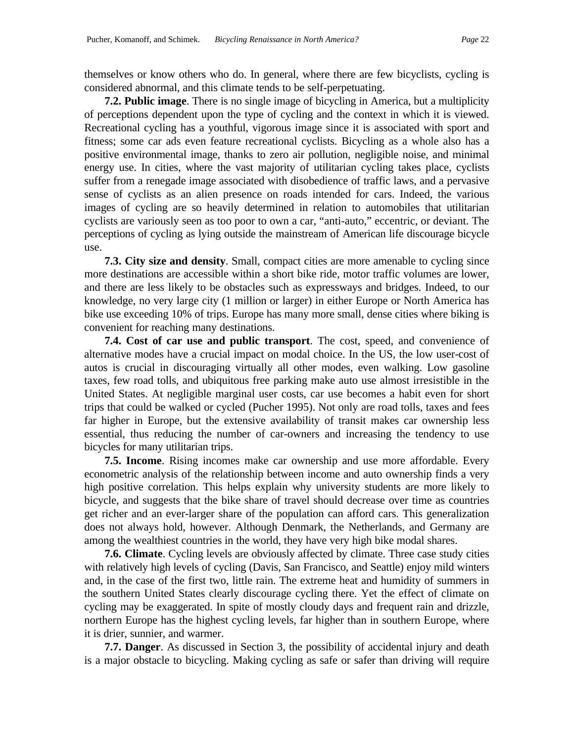themselves or know others who do. In general, where there are few bicyclists, cycling is considered abnormal, and this climate tends to be self-perpetuating.

**7.2. Public image**. There is no single image of bicycling in America, but a multiplicity of perceptions dependent upon the type of cycling and the context in which it is viewed. Recreational cycling has a youthful, vigorous image since it is associated with sport and fitness; some car ads even feature recreational cyclists. Bicycling as a whole also has a positive environmental image, thanks to zero air pollution, negligible noise, and minimal energy use. In cities, where the vast majority of utilitarian cycling takes place, cyclists suffer from a renegade image associated with disobedience of traffic laws, and a pervasive sense of cyclists as an alien presence on roads intended for cars. Indeed, the various images of cycling are so heavily determined in relation to automobiles that utilitarian cyclists are variously seen as too poor to own a car, "anti-auto," eccentric, or deviant. The perceptions of cycling as lying outside the mainstream of American life discourage bicycle use.

**7.3. City size and density**. Small, compact cities are more amenable to cycling since more destinations are accessible within a short bike ride, motor traffic volumes are lower, and there are less likely to be obstacles such as expressways and bridges. Indeed, to our knowledge, no very large city (1 million or larger) in either Europe or North America has bike use exceeding 10% of trips. Europe has many more small, dense cities where biking is convenient for reaching many destinations.

**7.4. Cost of car use and public transport**. The cost, speed, and convenience of alternative modes have a crucial impact on modal choice. In the US, the low user-cost of autos is crucial in discouraging virtually all other modes, even walking. Low gasoline taxes, few road tolls, and ubiquitous free parking make auto use almost irresistible in the United States. At negligible marginal user costs, car use becomes a habit even for short trips that could be walked or cycled (Pucher 1995). Not only are road tolls, taxes and fees far higher in Europe, but the extensive availability of transit makes car ownership less essential, thus reducing the number of car-owners and increasing the tendency to use bicycles for many utilitarian trips.

**7.5. Income**. Rising incomes make car ownership and use more affordable. Every econometric analysis of the relationship between income and auto ownership finds a very high positive correlation. This helps explain why university students are more likely to bicycle, and suggests that the bike share of travel should decrease over time as countries get richer and an ever-larger share of the population can afford cars. This generalization does not always hold, however. Although Denmark, the Netherlands, and Germany are among the wealthiest countries in the world, they have very high bike modal shares.

**7.6. Climate**. Cycling levels are obviously affected by climate. Three case study cities with relatively high levels of cycling (Davis, San Francisco, and Seattle) enjoy mild winters and, in the case of the first two, little rain. The extreme heat and humidity of summers in the southern United States clearly discourage cycling there. Yet the effect of climate on cycling may be exaggerated. In spite of mostly cloudy days and frequent rain and drizzle, northern Europe has the highest cycling levels, far higher than in southern Europe, where it is drier, sunnier, and warmer.

**7.7. Danger**. As discussed in Section 3, the possibility of accidental injury and death is a major obstacle to bicycling. Making cycling as safe or safer than driving will require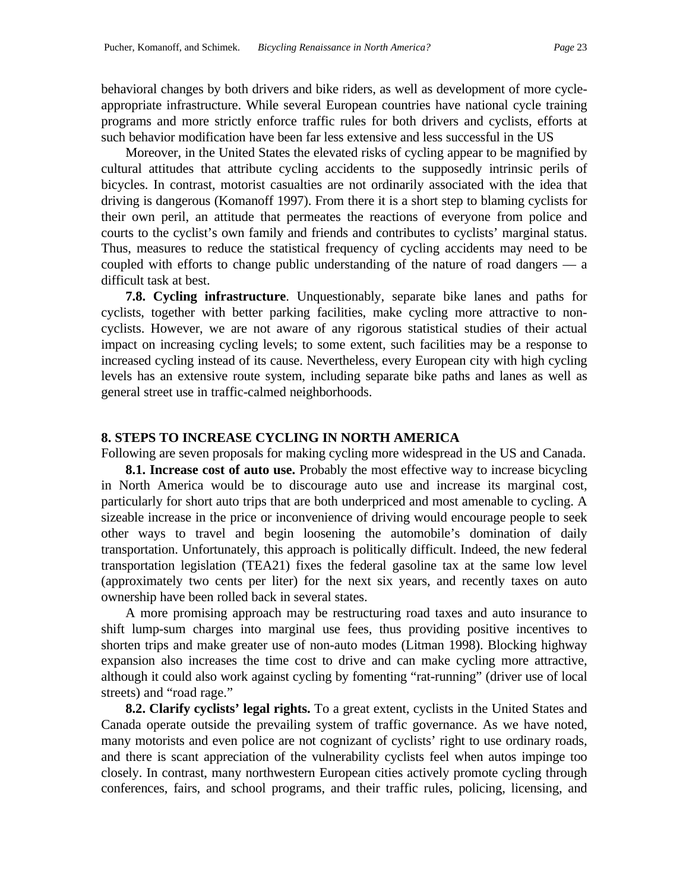behavioral changes by both drivers and bike riders, as well as development of more cycle-appropriate infrastructure. While several European countries have national cycle training programs and more strictly enforce traffic rules for both drivers and cyclists, efforts at such behavior modification have been far less extensive and less successful in the US

Moreover, in the United States the elevated risks of cycling appear to be magnified by cultural attitudes that attribute cycling accidents to the supposedly intrinsic perils of bicycles. In contrast, motorist casualties are not ordinarily associated with the idea that driving is dangerous (Komanoff 1997). From there it is a short step to blaming cyclists for their own peril, an attitude that permeates the reactions of everyone from police and courts to the cyclist's own family and friends and contributes to cyclists' marginal status. Thus, measures to reduce the statistical frequency of cycling accidents may need to be coupled with efforts to change public understanding of the nature of road dangers — a difficult task at best.

**7.8. Cycling infrastructure**. Unquestionably, separate bike lanes and paths for cyclists, together with better parking facilities, make cycling more attractive to non-cyclists. However, we are not aware of any rigorous statistical studies of their actual impact on increasing cycling levels; to some extent, such facilities may be a response to increased cycling instead of its cause. Nevertheless, every European city with high cycling levels has an extensive route system, including separate bike paths and lanes as well as general street use in traffic-calmed neighborhoods.

## 8. STEPS TO INCREASE CYCLING IN NORTH AMERICA

Following are seven proposals for making cycling more widespread in the US and Canada.

**8.1. Increase cost of auto use.** Probably the most effective way to increase bicycling in North America would be to discourage auto use and increase its marginal cost, particularly for short auto trips that are both underpriced and most amenable to cycling. A sizeable increase in the price or inconvenience of driving would encourage people to seek other ways to travel and begin loosening the automobile's domination of daily transportation. Unfortunately, this approach is politically difficult. Indeed, the new federal transportation legislation (TEA21) fixes the federal gasoline tax at the same low level (approximately two cents per liter) for the next six years, and recently taxes on auto ownership have been rolled back in several states.

A more promising approach may be restructuring road taxes and auto insurance to shift lump-sum charges into marginal use fees, thus providing positive incentives to shorten trips and make greater use of non-auto modes (Litman 1998). Blocking highway expansion also increases the time cost to drive and can make cycling more attractive, although it could also work against cycling by fomenting "rat-running" (driver use of local streets) and "road rage."

**8.2. Clarify cyclists' legal rights.** To a great extent, cyclists in the United States and Canada operate outside the prevailing system of traffic governance. As we have noted, many motorists and even police are not cognizant of cyclists' right to use ordinary roads, and there is scant appreciation of the vulnerability cyclists feel when autos impinge too closely. In contrast, many northwestern European cities actively promote cycling through conferences, fairs, and school programs, and their traffic rules, policing, licensing, and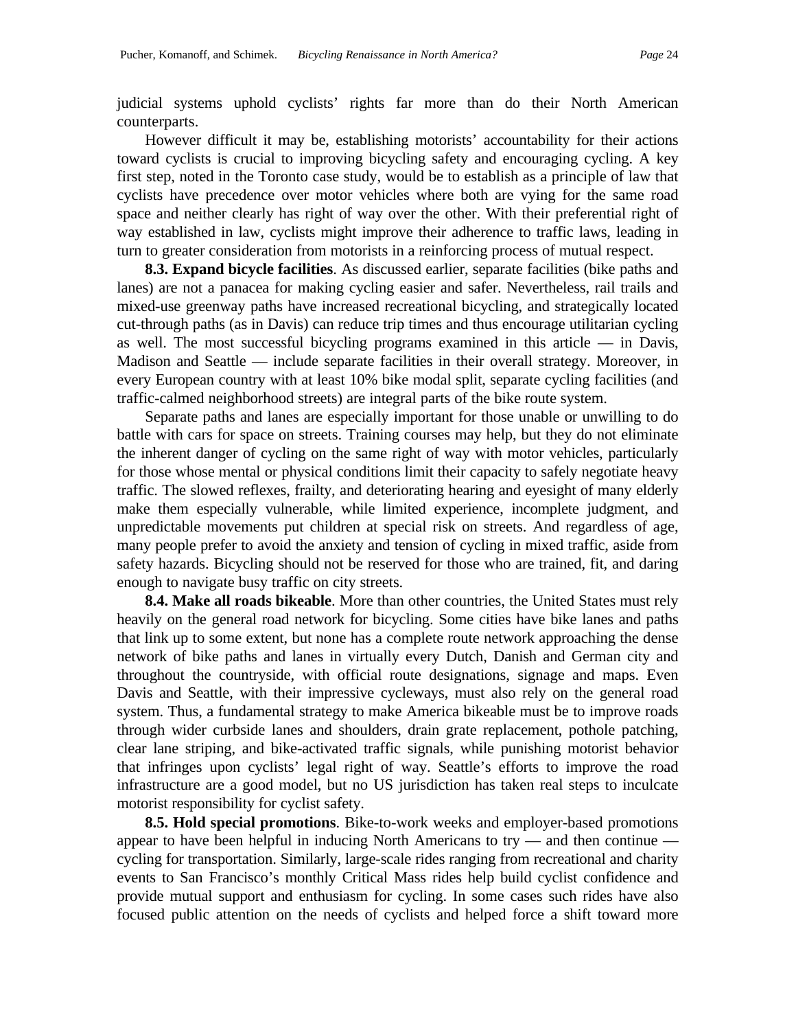judicial systems uphold cyclists' rights far more than do their North American counterparts.

However difficult it may be, establishing motorists' accountability for their actions toward cyclists is crucial to improving bicycling safety and encouraging cycling. A key first step, noted in the Toronto case study, would be to establish as a principle of law that cyclists have precedence over motor vehicles where both are vying for the same road space and neither clearly has right of way over the other. With their preferential right of way established in law, cyclists might improve their adherence to traffic laws, leading in turn to greater consideration from motorists in a reinforcing process of mutual respect.

**8.3. Expand bicycle facilities**. As discussed earlier, separate facilities (bike paths and lanes) are not a panacea for making cycling easier and safer. Nevertheless, rail trails and mixed-use greenway paths have increased recreational bicycling, and strategically located cut-through paths (as in Davis) can reduce trip times and thus encourage utilitarian cycling as well. The most successful bicycling programs examined in this article — in Davis, Madison and Seattle — include separate facilities in their overall strategy. Moreover, in every European country with at least 10% bike modal split, separate cycling facilities (and traffic-calmed neighborhood streets) are integral parts of the bike route system.

Separate paths and lanes are especially important for those unable or unwilling to do battle with cars for space on streets. Training courses may help, but they do not eliminate the inherent danger of cycling on the same right of way with motor vehicles, particularly for those whose mental or physical conditions limit their capacity to safely negotiate heavy traffic. The slowed reflexes, frailty, and deteriorating hearing and eyesight of many elderly make them especially vulnerable, while limited experience, incomplete judgment, and unpredictable movements put children at special risk on streets. And regardless of age, many people prefer to avoid the anxiety and tension of cycling in mixed traffic, aside from safety hazards. Bicycling should not be reserved for those who are trained, fit, and daring enough to navigate busy traffic on city streets.

**8.4. Make all roads bikeable**. More than other countries, the United States must rely heavily on the general road network for bicycling. Some cities have bike lanes and paths that link up to some extent, but none has a complete route network approaching the dense network of bike paths and lanes in virtually every Dutch, Danish and German city and throughout the countryside, with official route designations, signage and maps. Even Davis and Seattle, with their impressive cycleways, must also rely on the general road system. Thus, a fundamental strategy to make America bikeable must be to improve roads through wider curbside lanes and shoulders, drain grate replacement, pothole patching, clear lane striping, and bike-activated traffic signals, while punishing motorist behavior that infringes upon cyclists' legal right of way. Seattle's efforts to improve the road infrastructure are a good model, but no US jurisdiction has taken real steps to inculcate motorist responsibility for cyclist safety.

**8.5. Hold special promotions**. Bike-to-work weeks and employer-based promotions appear to have been helpful in inducing North Americans to try — and then continue — cycling for transportation. Similarly, large-scale rides ranging from recreational and charity events to San Francisco's monthly Critical Mass rides help build cyclist confidence and provide mutual support and enthusiasm for cycling. In some cases such rides have also focused public attention on the needs of cyclists and helped force a shift toward more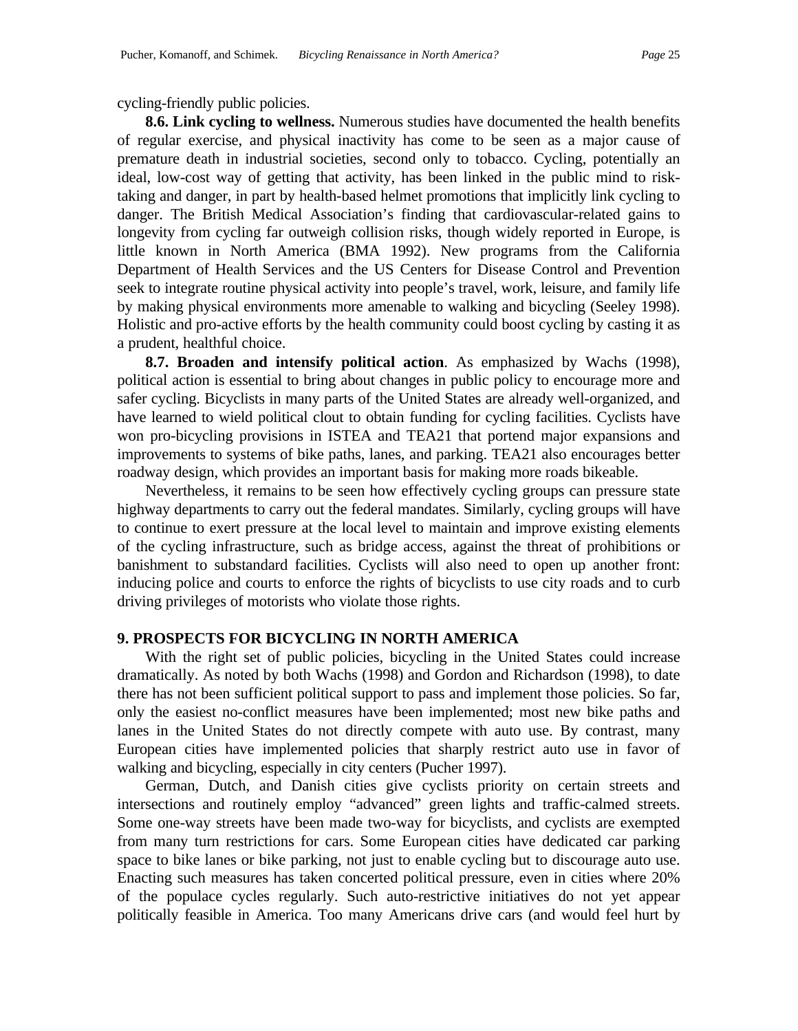cycling-friendly public policies.

**8.6. Link cycling to wellness.** Numerous studies have documented the health benefits of regular exercise, and physical inactivity has come to be seen as a major cause of premature death in industrial societies, second only to tobacco. Cycling, potentially an ideal, low-cost way of getting that activity, has been linked in the public mind to risk-taking and danger, in part by health-based helmet promotions that implicitly link cycling to danger. The British Medical Association's finding that cardiovascular-related gains to longevity from cycling far outweigh collision risks, though widely reported in Europe, is little known in North America (BMA 1992). New programs from the California Department of Health Services and the US Centers for Disease Control and Prevention seek to integrate routine physical activity into people's travel, work, leisure, and family life by making physical environments more amenable to walking and bicycling (Seeley 1998). Holistic and pro-active efforts by the health community could boost cycling by casting it as a prudent, healthful choice.

**8.7. Broaden and intensify political action**. As emphasized by Wachs (1998), political action is essential to bring about changes in public policy to encourage more and safer cycling. Bicyclists in many parts of the United States are already well-organized, and have learned to wield political clout to obtain funding for cycling facilities. Cyclists have won pro-bicycling provisions in ISTEA and TEA21 that portend major expansions and improvements to systems of bike paths, lanes, and parking. TEA21 also encourages better roadway design, which provides an important basis for making more roads bikeable.

Nevertheless, it remains to be seen how effectively cycling groups can pressure state highway departments to carry out the federal mandates. Similarly, cycling groups will have to continue to exert pressure at the local level to maintain and improve existing elements of the cycling infrastructure, such as bridge access, against the threat of prohibitions or banishment to substandard facilities. Cyclists will also need to open up another front: inducing police and courts to enforce the rights of bicyclists to use city roads and to curb driving privileges of motorists who violate those rights.

## 9. PROSPECTS FOR BICYCLING IN NORTH AMERICA

With the right set of public policies, bicycling in the United States could increase dramatically. As noted by both Wachs (1998) and Gordon and Richardson (1998), to date there has not been sufficient political support to pass and implement those policies. So far, only the easiest no-conflict measures have been implemented; most new bike paths and lanes in the United States do not directly compete with auto use. By contrast, many European cities have implemented policies that sharply restrict auto use in favor of walking and bicycling, especially in city centers (Pucher 1997).

German, Dutch, and Danish cities give cyclists priority on certain streets and intersections and routinely employ "advanced" green lights and traffic-calmed streets. Some one-way streets have been made two-way for bicyclists, and cyclists are exempted from many turn restrictions for cars. Some European cities have dedicated car parking space to bike lanes or bike parking, not just to enable cycling but to discourage auto use. Enacting such measures has taken concerted political pressure, even in cities where 20% of the populace cycles regularly. Such auto-restrictive initiatives do not yet appear politically feasible in America. Too many Americans drive cars (and would feel hurt by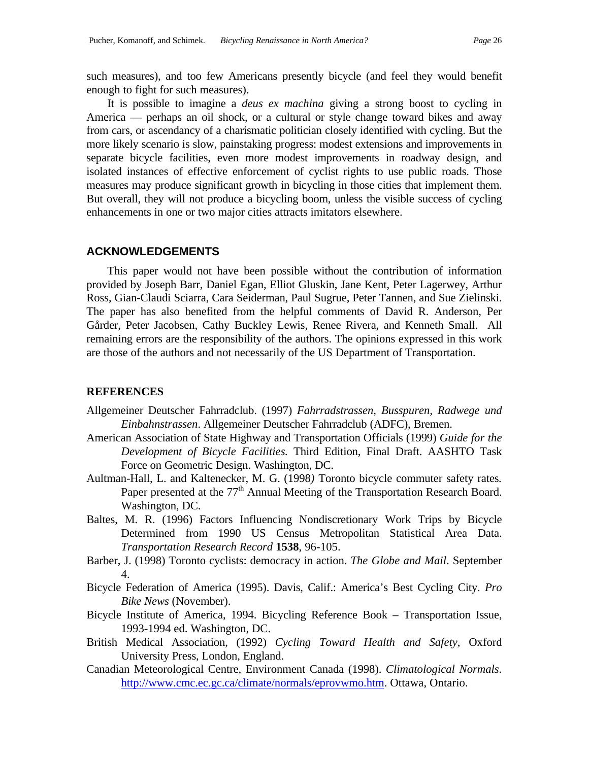such measures), and too few Americans presently bicycle (and feel they would benefit enough to fight for such measures).

It is possible to imagine a *deus ex machina* giving a strong boost to cycling in America — perhaps an oil shock, or a cultural or style change toward bikes and away from cars, or ascendancy of a charismatic politician closely identified with cycling. But the more likely scenario is slow, painstaking progress: modest extensions and improvements in separate bicycle facilities, even more modest improvements in roadway design, and isolated instances of effective enforcement of cyclist rights to use public roads. Those measures may produce significant growth in bicycling in those cities that implement them. But overall, they will not produce a bicycling boom, unless the visible success of cycling enhancements in one or two major cities attracts imitators elsewhere.

## ACKNOWLEDGEMENTS

This paper would not have been possible without the contribution of information provided by Joseph Barr, Daniel Egan, Elliot Gluskin, Jane Kent, Peter Lagerwey, Arthur Ross, Gian-Claudi Sciarra, Cara Seiderman, Paul Sugrue, Peter Tannen, and Sue Zielinski. The paper has also benefited from the helpful comments of David R. Anderson, Per Gårder, Peter Jacobsen, Cathy Buckley Lewis, Renee Rivera, and Kenneth Small. All remaining errors are the responsibility of the authors. The opinions expressed in this work are those of the authors and not necessarily of the US Department of Transportation.

## REFERENCES

Allgemeiner Deutscher Fahrradclub. (1997) *Fahrradstrassen, Busspuren, Radwege und Einbahnstrassen*. Allgemeiner Deutscher Fahrradclub (ADFC), Bremen.

American Association of State Highway and Transportation Officials (1999) *Guide for the Development of Bicycle Facilities.* Third Edition, Final Draft. AASHTO Task Force on Geometric Design. Washington, DC.

Aultman-Hall, L. and Kaltenecker, M. G. (1998) Toronto bicycle commuter safety rates. Paper presented at the 77th Annual Meeting of the Transportation Research Board. Washington, DC.

Baltes, M. R. (1996) Factors Influencing Nondiscretionary Work Trips by Bicycle Determined from 1990 US Census Metropolitan Statistical Area Data. *Transportation Research Record* **1538**, 96-105.

Barber, J. (1998) Toronto cyclists: democracy in action. *The Globe and Mail*. September 4.

Bicycle Federation of America (1995). Davis, Calif.: America's Best Cycling City. *Pro Bike News* (November).

Bicycle Institute of America, 1994. Bicycling Reference Book – Transportation Issue, 1993-1994 ed. Washington, DC.

British Medical Association, (1992) *Cycling Toward Health and Safety*, Oxford University Press, London, England.

Canadian Meteorological Centre, Environment Canada (1998). *Climatological Normals*. http://www.cmc.ec.gc.ca/climate/normals/eprovwmo.htm. Ottawa, Ontario.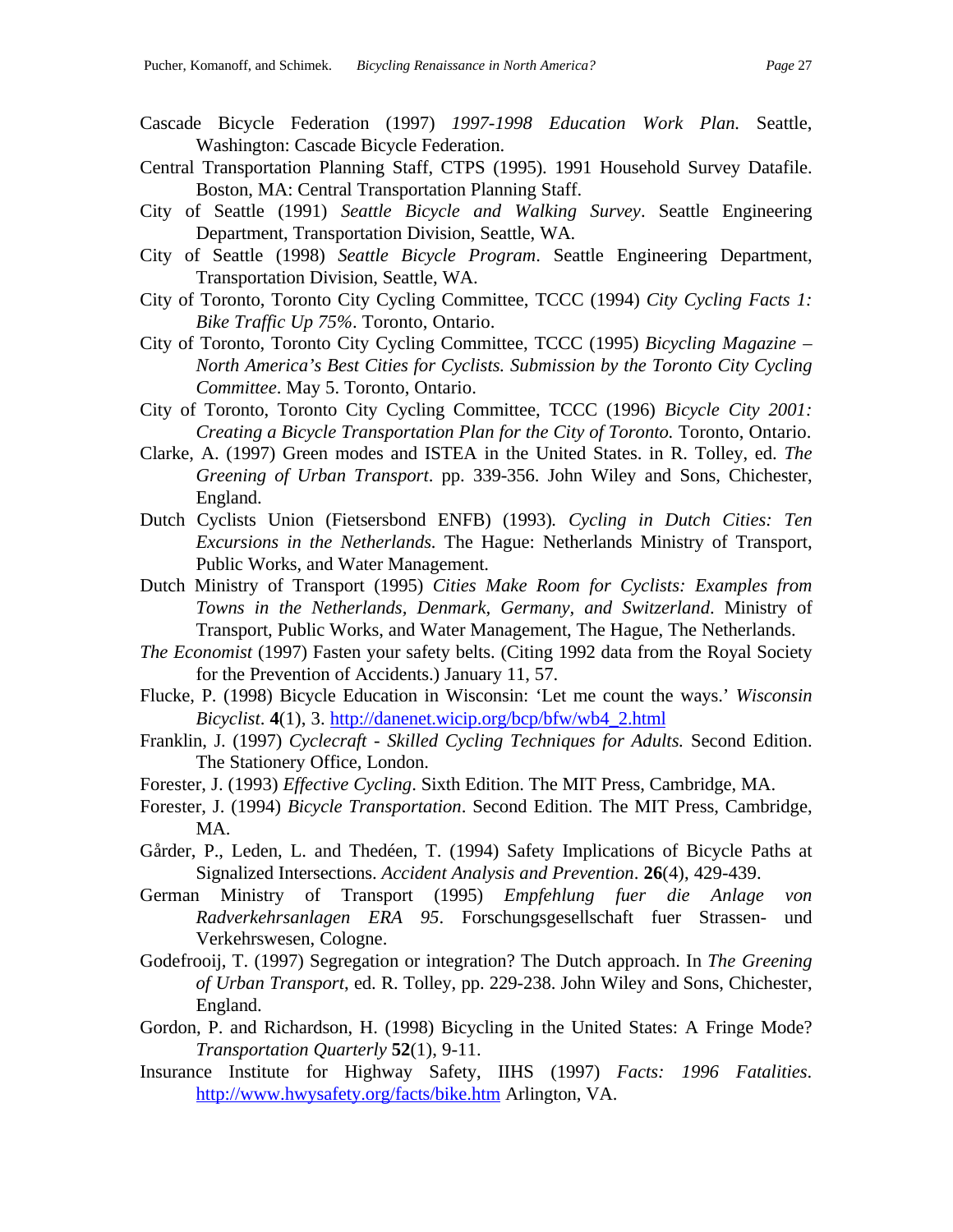Cascade Bicycle Federation (1997) *1997-1998 Education Work Plan.* Seattle, Washington: Cascade Bicycle Federation.

Central Transportation Planning Staff, CTPS (1995). 1991 Household Survey Datafile. Boston, MA: Central Transportation Planning Staff.

City of Seattle (1991) *Seattle Bicycle and Walking Survey*. Seattle Engineering Department, Transportation Division, Seattle, WA.

City of Seattle (1998) *Seattle Bicycle Program*. Seattle Engineering Department, Transportation Division, Seattle, WA.

City of Toronto, Toronto City Cycling Committee, TCCC (1994) *City Cycling Facts 1: Bike Traffic Up 75%*. Toronto, Ontario.

City of Toronto, Toronto City Cycling Committee, TCCC (1995) *Bicycling Magazine – North America's Best Cities for Cyclists. Submission by the Toronto City Cycling Committee*. May 5. Toronto, Ontario.

City of Toronto, Toronto City Cycling Committee, TCCC (1996) *Bicycle City 2001: Creating a Bicycle Transportation Plan for the City of Toronto.* Toronto, Ontario.

Clarke, A. (1997) Green modes and ISTEA in the United States. in R. Tolley, ed. *The Greening of Urban Transport*. pp. 339-356. John Wiley and Sons, Chichester, England.

Dutch Cyclists Union (Fietsersbond ENFB) (1993). *Cycling in Dutch Cities: Ten Excursions in the Netherlands.* The Hague: Netherlands Ministry of Transport, Public Works, and Water Management.

Dutch Ministry of Transport (1995) *Cities Make Room for Cyclists: Examples from Towns in the Netherlands, Denmark, Germany, and Switzerland*. Ministry of Transport, Public Works, and Water Management, The Hague, The Netherlands.

*The Economist* (1997) Fasten your safety belts. (Citing 1992 data from the Royal Society for the Prevention of Accidents.) January 11, 57.

Flucke, P. (1998) Bicycle Education in Wisconsin: 'Let me count the ways.' *Wisconsin Bicyclist*. **4**(1), 3. http://danenet.wicip.org/bcp/bfw/wb4_2.html

Franklin, J. (1997) *Cyclecraft - Skilled Cycling Techniques for Adults.* Second Edition. The Stationery Office, London.

Forester, J. (1993) *Effective Cycling*. Sixth Edition. The MIT Press, Cambridge, MA.

Forester, J. (1994) *Bicycle Transportation*. Second Edition. The MIT Press, Cambridge, MA.

Gårder, P., Leden, L. and Thedéen, T. (1994) Safety Implications of Bicycle Paths at Signalized Intersections. *Accident Analysis and Prevention*. **26**(4), 429-439.

German Ministry of Transport (1995) *Empfehlung fuer die Anlage von Radverkehrsanlagen ERA 95*. Forschungsgesellschaft fuer Strassen- und Verkehrswesen, Cologne.

Godefrooij, T. (1997) Segregation or integration? The Dutch approach. In *The Greening of Urban Transport*, ed. R. Tolley, pp. 229-238. John Wiley and Sons, Chichester, England.

Gordon, P. and Richardson, H. (1998) Bicycling in the United States: A Fringe Mode? *Transportation Quarterly* **52**(1), 9-11.

Insurance Institute for Highway Safety, IIHS (1997) *Facts: 1996 Fatalities*. http://www.hwysafety.org/facts/bike.htm Arlington, VA.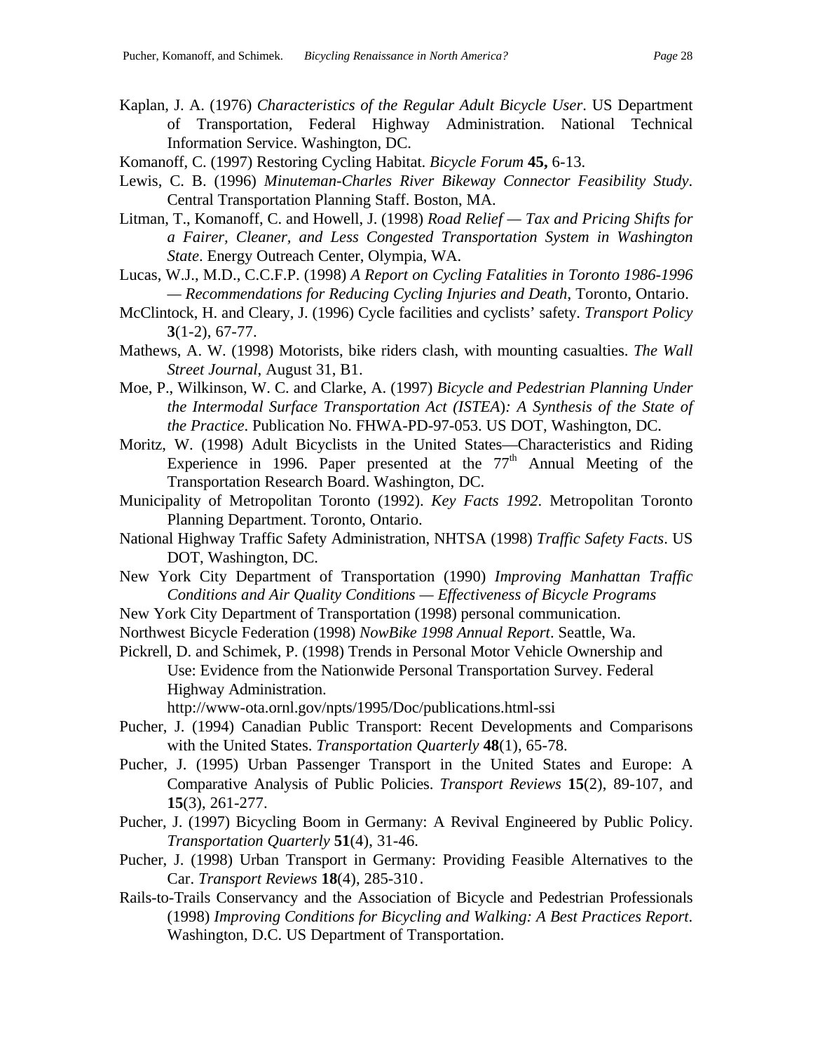Kaplan, J. A. (1976) *Characteristics of the Regular Adult Bicycle User*. US Department of Transportation, Federal Highway Administration. National Technical Information Service. Washington, DC.

Komanoff, C. (1997) Restoring Cycling Habitat. *Bicycle Forum* **45,** 6-13.

Lewis, C. B. (1996) *Minuteman-Charles River Bikeway Connector Feasibility Study*. Central Transportation Planning Staff. Boston, MA.

Litman, T., Komanoff, C. and Howell, J. (1998) *Road Relief — Tax and Pricing Shifts for a Fairer, Cleaner, and Less Congested Transportation System in Washington State*. Energy Outreach Center, Olympia, WA.

Lucas, W.J., M.D., C.C.F.P. (1998) *A Report on Cycling Fatalities in Toronto 1986-1996 — Recommendations for Reducing Cycling Injuries and Death*, Toronto, Ontario.

McClintock, H. and Cleary, J. (1996) Cycle facilities and cyclists' safety. *Transport Policy* **3**(1-2), 67-77.

Mathews, A. W. (1998) Motorists, bike riders clash, with mounting casualties. *The Wall Street Journal*, August 31, B1.

Moe, P., Wilkinson, W. C. and Clarke, A. (1997) *Bicycle and Pedestrian Planning Under the Intermodal Surface Transportation Act (ISTEA): A Synthesis of the State of the Practice*. Publication No. FHWA-PD-97-053. US DOT, Washington, DC.

Moritz, W. (1998) Adult Bicyclists in the United States—Characteristics and Riding Experience in 1996. Paper presented at the 77th Annual Meeting of the Transportation Research Board. Washington, DC.

Municipality of Metropolitan Toronto (1992). *Key Facts 1992*. Metropolitan Toronto Planning Department. Toronto, Ontario.

National Highway Traffic Safety Administration, NHTSA (1998) *Traffic Safety Facts*. US DOT, Washington, DC.

New York City Department of Transportation (1990) *Improving Manhattan Traffic Conditions and Air Quality Conditions — Effectiveness of Bicycle Programs*

New York City Department of Transportation (1998) personal communication.

Northwest Bicycle Federation (1998) *NowBike 1998 Annual Report*. Seattle, Wa.

Pickrell, D. and Schimek, P. (1998) Trends in Personal Motor Vehicle Ownership and Use: Evidence from the Nationwide Personal Transportation Survey. Federal Highway Administration. http://www-ota.ornl.gov/npts/1995/Doc/publications.html-ssi

Pucher, J. (1994) Canadian Public Transport: Recent Developments and Comparisons with the United States. *Transportation Quarterly* **48**(1), 65-78.

Pucher, J. (1995) Urban Passenger Transport in the United States and Europe: A Comparative Analysis of Public Policies. *Transport Reviews* **15**(2), 89-107, and **15**(3), 261-277.

Pucher, J. (1997) Bicycling Boom in Germany: A Revival Engineered by Public Policy. *Transportation Quarterly* **51**(4), 31-46.

Pucher, J. (1998) Urban Transport in Germany: Providing Feasible Alternatives to the Car. *Transport Reviews* **18**(4), 285-310.

Rails-to-Trails Conservancy and the Association of Bicycle and Pedestrian Professionals (1998) *Improving Conditions for Bicycling and Walking: A Best Practices Report*. Washington, D.C. US Department of Transportation.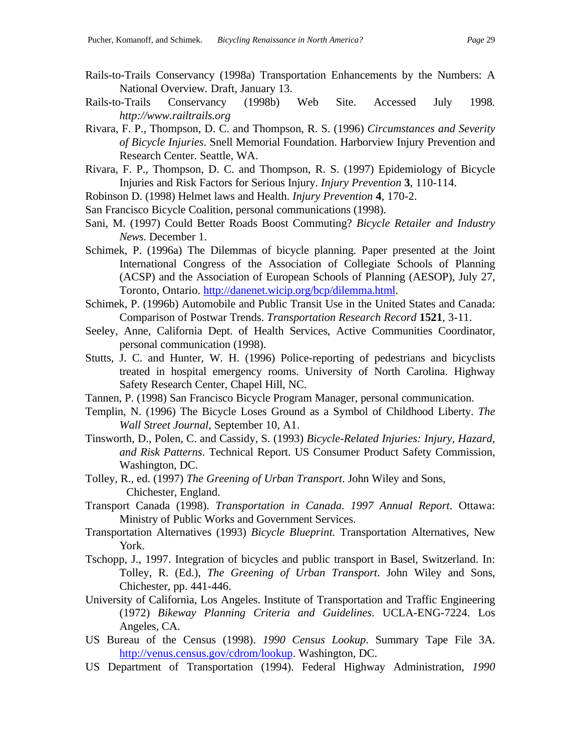Rails-to-Trails Conservancy (1998a) Transportation Enhancements by the Numbers: A National Overview. Draft, January 13.

Rails-to-Trails Conservancy (1998b) Web Site. Accessed July 1998. *http://www.railtrails.org*

Rivara, F. P., Thompson, D. C. and Thompson, R. S. (1996) *Circumstances and Severity of Bicycle Injuries*. Snell Memorial Foundation. Harborview Injury Prevention and Research Center. Seattle, WA.

Rivara, F. P., Thompson, D. C. and Thompson, R. S. (1997) Epidemiology of Bicycle Injuries and Risk Factors for Serious Injury. *Injury Prevention* **3**, 110-114.

Robinson D. (1998) Helmet laws and Health. *Injury Prevention* **4**, 170-2.

San Francisco Bicycle Coalition, personal communications (1998).

Sani, M. (1997) Could Better Roads Boost Commuting? *Bicycle Retailer and Industry News*. December 1.

Schimek, P. (1996a) The Dilemmas of bicycle planning. Paper presented at the Joint International Congress of the Association of Collegiate Schools of Planning (ACSP) and the Association of European Schools of Planning (AESOP), July 27, Toronto, Ontario. http://danenet.wicip.org/bcp/dilemma.html.

Schimek, P. (1996b) Automobile and Public Transit Use in the United States and Canada: Comparison of Postwar Trends. *Transportation Research Record* **1521**, 3-11.

Seeley, Anne, California Dept. of Health Services, Active Communities Coordinator, personal communication (1998).

Stutts, J. C. and Hunter, W. H. (1996) Police-reporting of pedestrians and bicyclists treated in hospital emergency rooms. University of North Carolina. Highway Safety Research Center, Chapel Hill, NC.

Tannen, P. (1998) San Francisco Bicycle Program Manager, personal communication.

Templin, N. (1996) The Bicycle Loses Ground as a Symbol of Childhood Liberty. *The Wall Street Journal*, September 10, A1.

Tinsworth, D., Polen, C. and Cassidy, S. (1993) *Bicycle-Related Injuries: Injury, Hazard, and Risk Patterns*. Technical Report. US Consumer Product Safety Commission, Washington, DC.

Tolley, R., ed. (1997) *The Greening of Urban Transport*. John Wiley and Sons, Chichester, England.

Transport Canada (1998). *Transportation in Canada. 1997 Annual Report*. Ottawa: Ministry of Public Works and Government Services.

Transportation Alternatives (1993) *Bicycle Blueprint.* Transportation Alternatives, New York.

Tschopp, J., 1997. Integration of bicycles and public transport in Basel, Switzerland. In: Tolley, R. (Ed.), *The Greening of Urban Transport*. John Wiley and Sons, Chichester, pp. 441-446.

University of California, Los Angeles. Institute of Transportation and Traffic Engineering (1972) *Bikeway Planning Criteria and Guidelines*. UCLA-ENG-7224. Los Angeles, CA.

US Bureau of the Census (1998). *1990 Census Lookup*. Summary Tape File 3A. http://venus.census.gov/cdrom/lookup. Washington, DC.

US Department of Transportation (1994). Federal Highway Administration, *1990*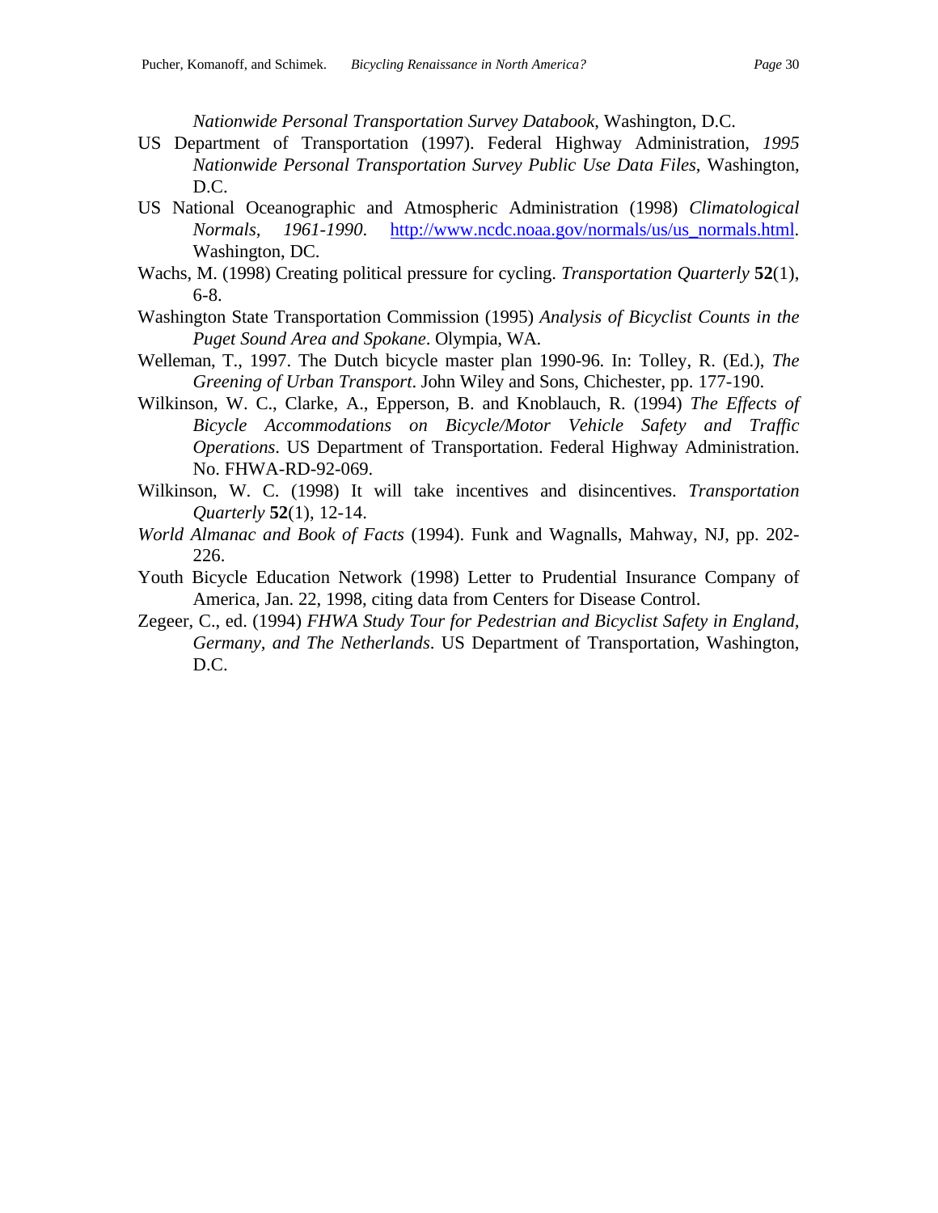*Nationwide Personal Transportation Survey Databook*, Washington, D.C.

US Department of Transportation (1997). Federal Highway Administration, *1995 Nationwide Personal Transportation Survey Public Use Data Files*, Washington, D.C.

US National Oceanographic and Atmospheric Administration (1998) *Climatological Normals, 1961-1990*. http://www.ncdc.noaa.gov/normals/us/us_normals.html. Washington, DC.

Wachs, M. (1998) Creating political pressure for cycling. *Transportation Quarterly* **52**(1), 6-8.

Washington State Transportation Commission (1995) *Analysis of Bicyclist Counts in the Puget Sound Area and Spokane*. Olympia, WA.

Welleman, T., 1997. The Dutch bicycle master plan 1990-96. In: Tolley, R. (Ed.), *The Greening of Urban Transport*. John Wiley and Sons, Chichester, pp. 177-190.

Wilkinson, W. C., Clarke, A., Epperson, B. and Knoblauch, R. (1994) *The Effects of Bicycle Accommodations on Bicycle/Motor Vehicle Safety and Traffic Operations*. US Department of Transportation. Federal Highway Administration. No. FHWA-RD-92-069.

Wilkinson, W. C. (1998) It will take incentives and disincentives. *Transportation Quarterly* **52**(1), 12-14.

*World Almanac and Book of Facts* (1994). Funk and Wagnalls, Mahway, NJ, pp. 202-226.

Youth Bicycle Education Network (1998) Letter to Prudential Insurance Company of America, Jan. 22, 1998, citing data from Centers for Disease Control.

Zegeer, C., ed. (1994) *FHWA Study Tour for Pedestrian and Bicyclist Safety in England, Germany, and The Netherlands*. US Department of Transportation, Washington, D.C.